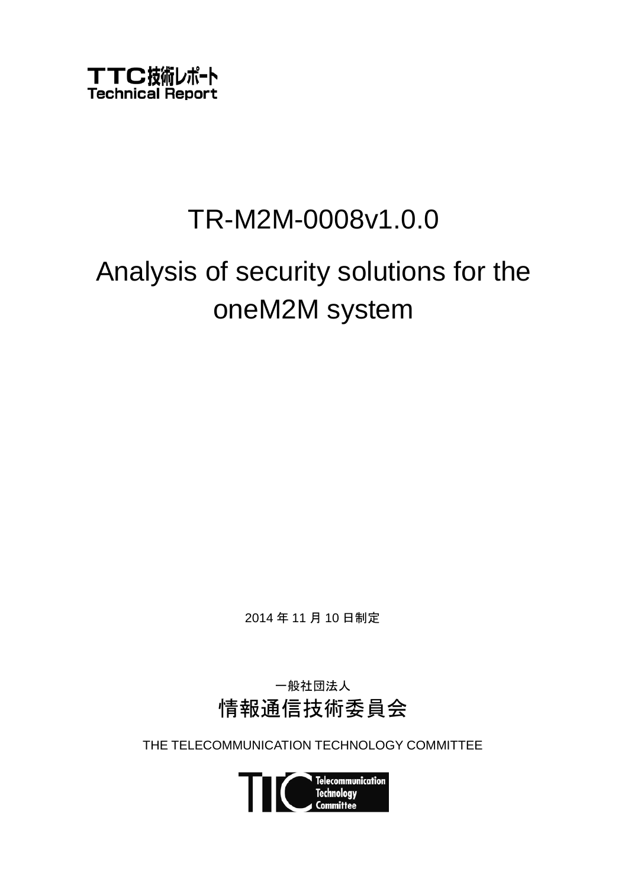TTC技術レポート
Technical Report

# TR-M2M-0008v1.0.0

# Analysis of security solutions for the oneM2M system

2014 年 11 月 10 日制定

一般社団法人
情報通信技術委員会

THE TELECOMMUNICATION TECHNOLOGY COMMITTEE

Telecommunication Technology Committee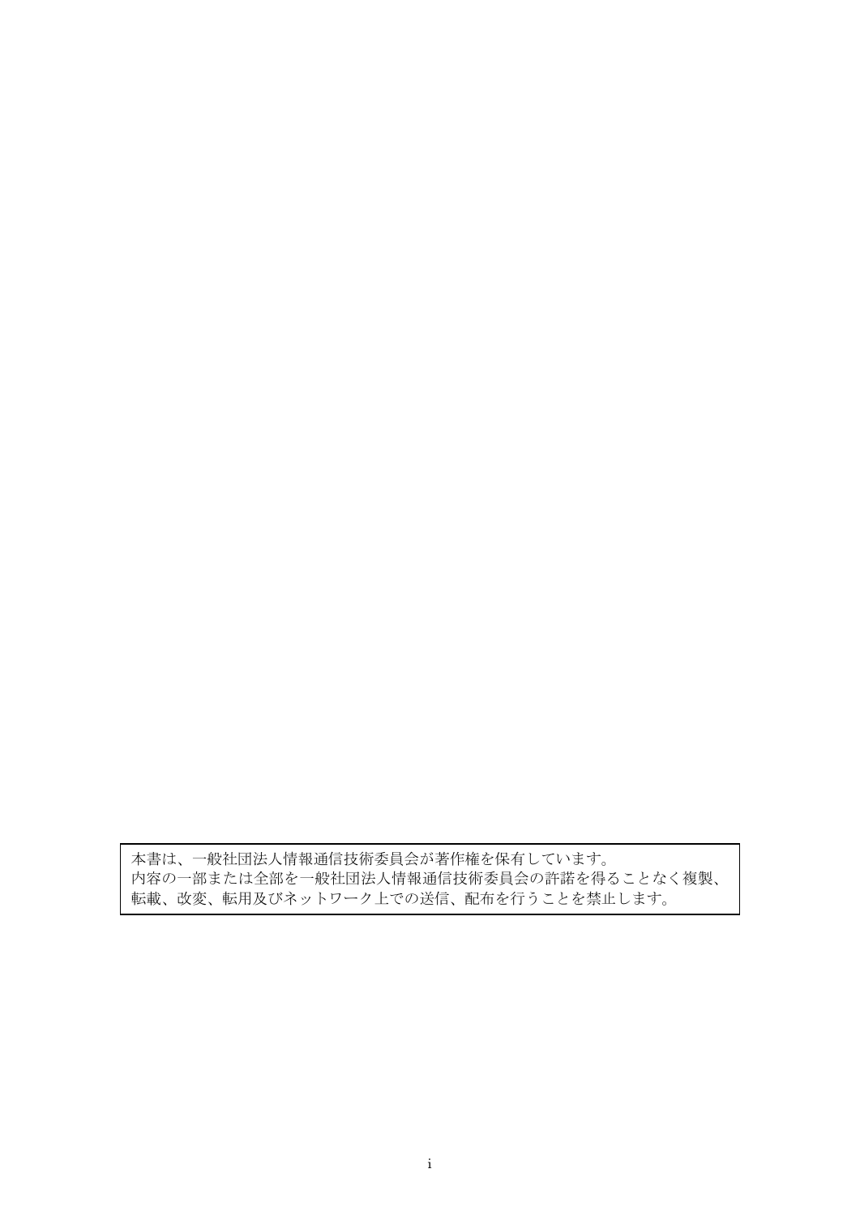本書は、一般社団法人情報通信技術委員会が著作権を保有しています。
内容の一部または全部を一般社団法人情報通信技術委員会の許諾を得ることなく複製、転載、改変、転用及びネットワーク上での送信、配布を行うことを禁止します。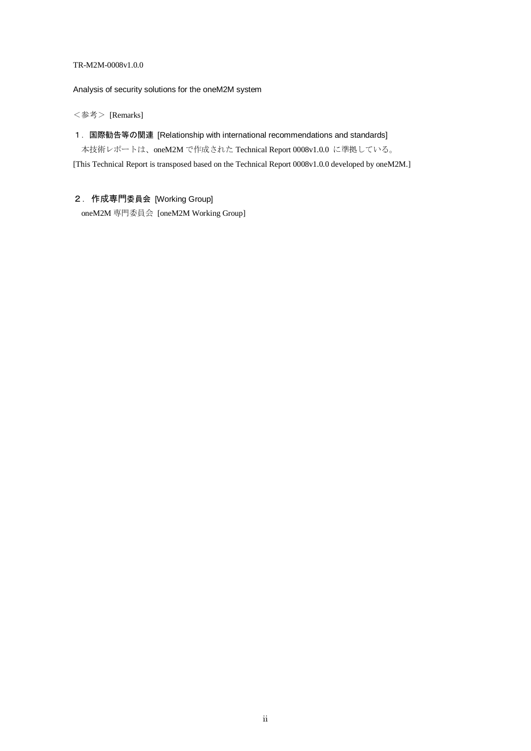TR-M2M-0008v1.0.0

Analysis of security solutions for the oneM2M system

＜参考＞ [Remarks]

**１．国際勧告等の関連** [Relationship with international recommendations and standards]

本技術レポートは、oneM2M で作成された Technical Report 0008v1.0.0 に準拠している。

[This Technical Report is transposed based on the Technical Report 0008v1.0.0 developed by oneM2M.]

**２．作成専門委員会** [Working Group]

oneM2M 専門委員会 [oneM2M Working Group]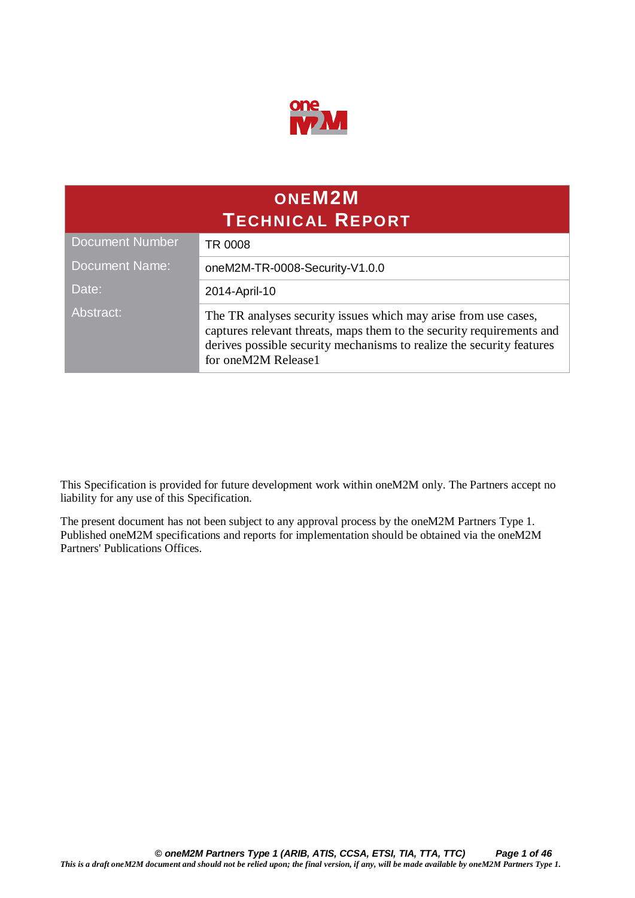# oneM2M
# Technical Report

| Document Number | TR 0008 |
|---|---|
| Document Name: | oneM2M-TR-0008-Security-V1.0.0 |
| Date: | 2014-April-10 |
| Abstract: | The TR analyses security issues which may arise from use cases, captures relevant threats, maps them to the security requirements and derives possible security mechanisms to realize the security features for oneM2M Release1 |

This Specification is provided for future development work within oneM2M only. The Partners accept no liability for any use of this Specification.

The present document has not been subject to any approval process by the oneM2M Partners Type 1. Published oneM2M specifications and reports for implementation should be obtained via the oneM2M Partners' Publications Offices.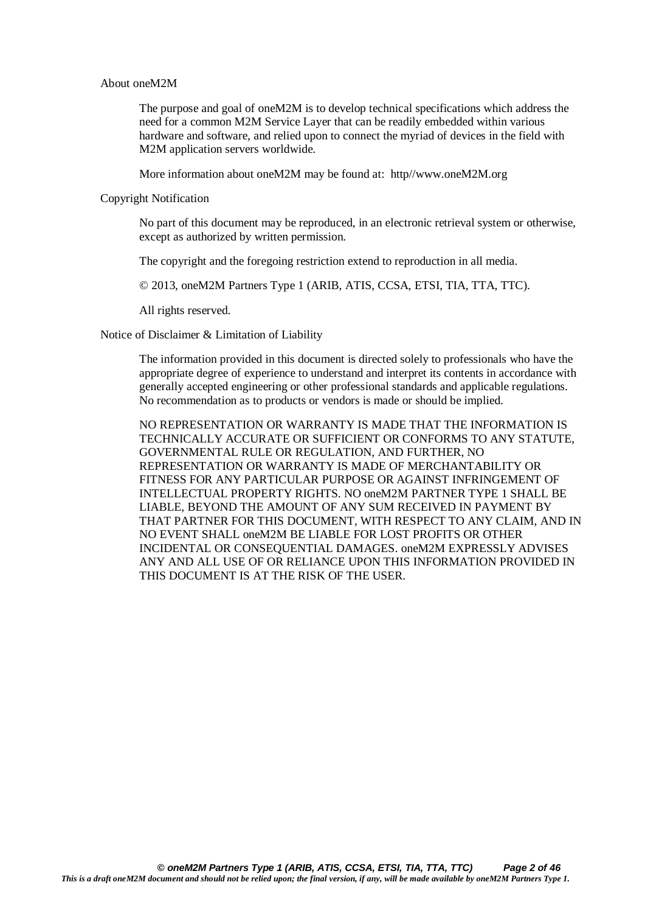About oneM2M

The purpose and goal of oneM2M is to develop technical specifications which address the need for a common M2M Service Layer that can be readily embedded within various hardware and software, and relied upon to connect the myriad of devices in the field with M2M application servers worldwide.

More information about oneM2M may be found at: http//www.oneM2M.org

Copyright Notification

No part of this document may be reproduced, in an electronic retrieval system or otherwise, except as authorized by written permission.

The copyright and the foregoing restriction extend to reproduction in all media.

© 2013, oneM2M Partners Type 1 (ARIB, ATIS, CCSA, ETSI, TIA, TTA, TTC).

All rights reserved.

Notice of Disclaimer & Limitation of Liability

The information provided in this document is directed solely to professionals who have the appropriate degree of experience to understand and interpret its contents in accordance with generally accepted engineering or other professional standards and applicable regulations. No recommendation as to products or vendors is made or should be implied.

NO REPRESENTATION OR WARRANTY IS MADE THAT THE INFORMATION IS TECHNICALLY ACCURATE OR SUFFICIENT OR CONFORMS TO ANY STATUTE, GOVERNMENTAL RULE OR REGULATION, AND FURTHER, NO REPRESENTATION OR WARRANTY IS MADE OF MERCHANTABILITY OR FITNESS FOR ANY PARTICULAR PURPOSE OR AGAINST INFRINGEMENT OF INTELLECTUAL PROPERTY RIGHTS. NO oneM2M PARTNER TYPE 1 SHALL BE LIABLE, BEYOND THE AMOUNT OF ANY SUM RECEIVED IN PAYMENT BY THAT PARTNER FOR THIS DOCUMENT, WITH RESPECT TO ANY CLAIM, AND IN NO EVENT SHALL oneM2M BE LIABLE FOR LOST PROFITS OR OTHER INCIDENTAL OR CONSEQUENTIAL DAMAGES. oneM2M EXPRESSLY ADVISES ANY AND ALL USE OF OR RELIANCE UPON THIS INFORMATION PROVIDED IN THIS DOCUMENT IS AT THE RISK OF THE USER.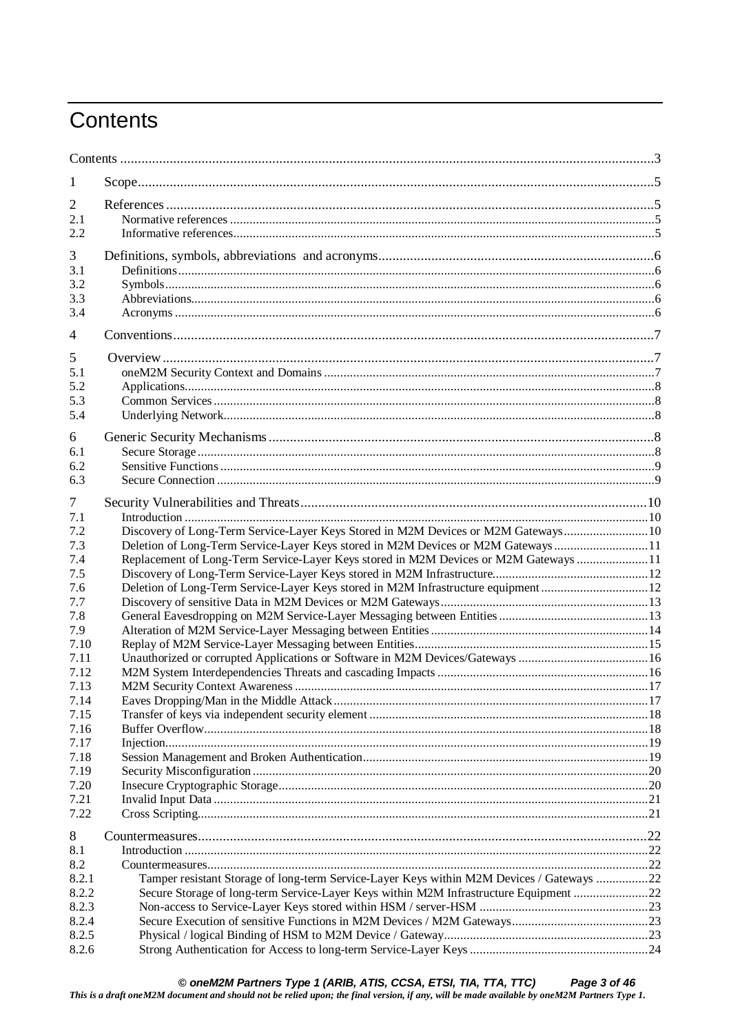# Contents

Contents ..... 3

1 Scope ..... 5

2 References ..... 5
- 2.1 Normative references ..... 5
- 2.2 Informative references ..... 5

3 Definitions, symbols, abbreviations and acronyms ..... 6
- 3.1 Definitions ..... 6
- 3.2 Symbols ..... 6
- 3.3 Abbreviations ..... 6
- 3.4 Acronyms ..... 6

4 Conventions ..... 7

5 Overview ..... 7
- 5.1 oneM2M Security Context and Domains ..... 7
- 5.2 Applications ..... 8
- 5.3 Common Services ..... 8
- 5.4 Underlying Network ..... 8

6 Generic Security Mechanisms ..... 8
- 6.1 Secure Storage ..... 8
- 6.2 Sensitive Functions ..... 9
- 6.3 Secure Connection ..... 9

7 Security Vulnerabilities and Threats ..... 10
- 7.1 Introduction ..... 10
- 7.2 Discovery of Long-Term Service-Layer Keys Stored in M2M Devices or M2M Gateways ..... 10
- 7.3 Deletion of Long-Term Service-Layer Keys stored in M2M Devices or M2M Gateways ..... 11
- 7.4 Replacement of Long-Term Service-Layer Keys stored in M2M Devices or M2M Gateways ..... 11
- 7.5 Discovery of Long-Term Service-Layer Keys stored in M2M Infrastructure ..... 12
- 7.6 Deletion of Long-Term Service-Layer Keys stored in M2M Infrastructure equipment ..... 12
- 7.7 Discovery of sensitive Data in M2M Devices or M2M Gateways ..... 13
- 7.8 General Eavesdropping on M2M Service-Layer Messaging between Entities ..... 13
- 7.9 Alteration of M2M Service-Layer Messaging between Entities ..... 14
- 7.10 Replay of M2M Service-Layer Messaging between Entities ..... 15
- 7.11 Unauthorized or corrupted Applications or Software in M2M Devices/Gateways ..... 16
- 7.12 M2M System Interdependencies Threats and cascading Impacts ..... 16
- 7.13 M2M Security Context Awareness ..... 17
- 7.14 Eaves Dropping/Man in the Middle Attack ..... 17
- 7.15 Transfer of keys via independent security element ..... 18
- 7.16 Buffer Overflow ..... 18
- 7.17 Injection ..... 19
- 7.18 Session Management and Broken Authentication ..... 19
- 7.19 Security Misconfiguration ..... 20
- 7.20 Insecure Cryptographic Storage ..... 20
- 7.21 Invalid Input Data ..... 21
- 7.22 Cross Scripting ..... 21

8 Countermeasures ..... 22
- 8.1 Introduction ..... 22
- 8.2 Countermeasures ..... 22
  - 8.2.1 Tamper resistant Storage of long-term Service-Layer Keys within M2M Devices / Gateways ..... 22
  - 8.2.2 Secure Storage of long-term Service-Layer Keys within M2M Infrastructure Equipment ..... 22
  - 8.2.3 Non-access to Service-Layer Keys stored within HSM / server-HSM ..... 23
  - 8.2.4 Secure Execution of sensitive Functions in M2M Devices / M2M Gateways ..... 23
  - 8.2.5 Physical / logical Binding of HSM to M2M Device / Gateway ..... 23
  - 8.2.6 Strong Authentication for Access to long-term Service-Layer Keys ..... 24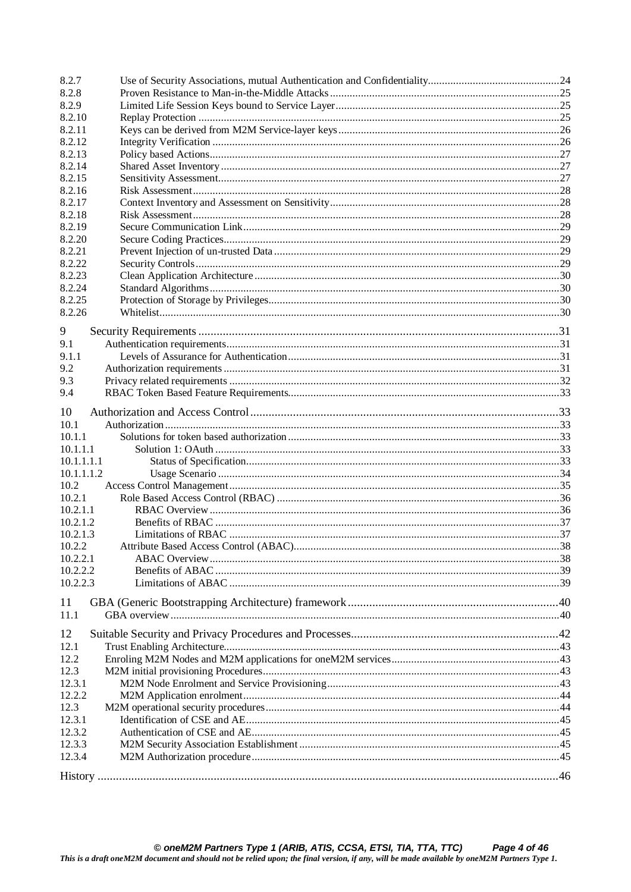8.2.7 Use of Security Associations, mutual Authentication and Confidentiality....24
8.2.8 Proven Resistance to Man-in-the-Middle Attacks....25
8.2.9 Limited Life Session Keys bound to Service Layer....25
8.2.10 Replay Protection....25
8.2.11 Keys can be derived from M2M Service-layer keys....26
8.2.12 Integrity Verification....26
8.2.13 Policy based Actions....27
8.2.14 Shared Asset Inventory....27
8.2.15 Sensitivity Assessment....27
8.2.16 Risk Assessment....28
8.2.17 Context Inventory and Assessment on Sensitivity....28
8.2.18 Risk Assessment....28
8.2.19 Secure Communication Link....29
8.2.20 Secure Coding Practices....29
8.2.21 Prevent Injection of un-trusted Data....29
8.2.22 Security Controls....29
8.2.23 Clean Application Architecture....30
8.2.24 Standard Algorithms....30
8.2.25 Protection of Storage by Privileges....30
8.2.26 Whitelist....30

9 Security Requirements....31
9.1 Authentication requirements....31
9.1.1 Levels of Assurance for Authentication....31
9.2 Authorization requirements....31
9.3 Privacy related requirements....32
9.4 RBAC Token Based Feature Requirements....33

10 Authorization and Access Control....33
10.1 Authorization....33
10.1.1 Solutions for token based authorization....33
10.1.1.1 Solution 1: OAuth....33
10.1.1.1.1 Status of Specification....33
10.1.1.1.2 Usage Scenario....34
10.2 Access Control Management....35
10.2.1 Role Based Access Control (RBAC)....36
10.2.1.1 RBAC Overview....36
10.2.1.2 Benefits of RBAC....37
10.2.1.3 Limitations of RBAC....37
10.2.2 Attribute Based Access Control (ABAC)....38
10.2.2.1 ABAC Overview....38
10.2.2.2 Benefits of ABAC....39
10.2.2.3 Limitations of ABAC....39

11 GBA (Generic Bootstrapping Architecture) framework....40
11.1 GBA overview....40

12 Suitable Security and Privacy Procedures and Processes....42
12.1 Trust Enabling Architecture....43
12.2 Enroling M2M Nodes and M2M applications for oneM2M services....43
12.3 M2M initial provisioning Procedures....43
12.3.1 M2M Node Enrolment and Service Provisioning....43
12.2.2 M2M Application enrolment....44
12.3 M2M operational security procedures....44
12.3.1 Identification of CSE and AE....45
12.3.2 Authentication of CSE and AE....45
12.3.3 M2M Security Association Establishment....45
12.3.4 M2M Authorization procedure....45

History....46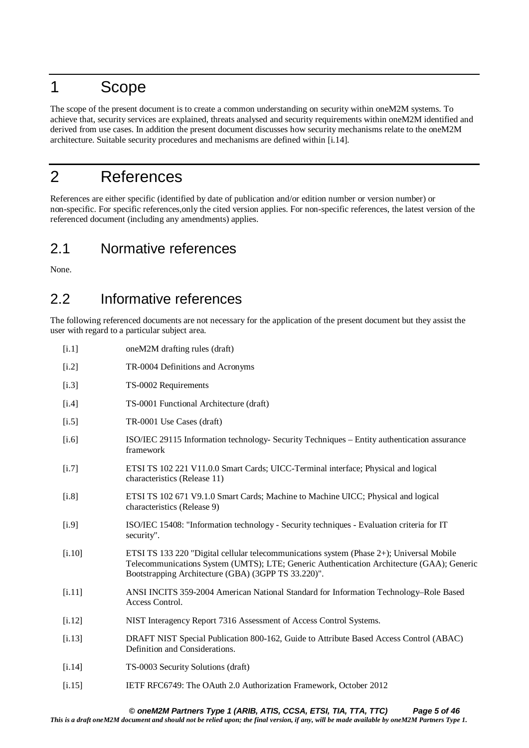# 1 Scope

The scope of the present document is to create a common understanding on security within oneM2M systems. To achieve that, security services are explained, threats analysed and security requirements within oneM2M identified and derived from use cases. In addition the present document discusses how security mechanisms relate to the oneM2M architecture. Suitable security procedures and mechanisms are defined within [i.14].

# 2 References

References are either specific (identified by date of publication and/or edition number or version number) or non-specific. For specific references,only the cited version applies. For non-specific references, the latest version of the referenced document (including any amendments) applies.

## 2.1 Normative references

None.

## 2.2 Informative references

The following referenced documents are not necessary for the application of the present document but they assist the user with regard to a particular subject area.

[i.1] oneM2M drafting rules (draft)

[i.2] TR-0004 Definitions and Acronyms

[i.3] TS-0002 Requirements

[i.4] TS-0001 Functional Architecture (draft)

[i.5] TR-0001 Use Cases (draft)

[i.6] ISO/IEC 29115 Information technology- Security Techniques – Entity authentication assurance framework

[i.7] ETSI TS 102 221 V11.0.0 Smart Cards; UICC-Terminal interface; Physical and logical characteristics (Release 11)

[i.8] ETSI TS 102 671 V9.1.0 Smart Cards; Machine to Machine UICC; Physical and logical characteristics (Release 9)

[i.9] ISO/IEC 15408: "Information technology - Security techniques - Evaluation criteria for IT security".

[i.10] ETSI TS 133 220 "Digital cellular telecommunications system (Phase 2+); Universal Mobile Telecommunications System (UMTS); LTE; Generic Authentication Architecture (GAA); Generic Bootstrapping Architecture (GBA) (3GPP TS 33.220)".

[i.11] ANSI INCITS 359-2004 American National Standard for Information Technology–Role Based Access Control.

[i.12] NIST Interagency Report 7316 Assessment of Access Control Systems.

[i.13] DRAFT NIST Special Publication 800-162, Guide to Attribute Based Access Control (ABAC) Definition and Considerations.

[i.14] TS-0003 Security Solutions (draft)

[i.15] IETF RFC6749: The OAuth 2.0 Authorization Framework, October 2012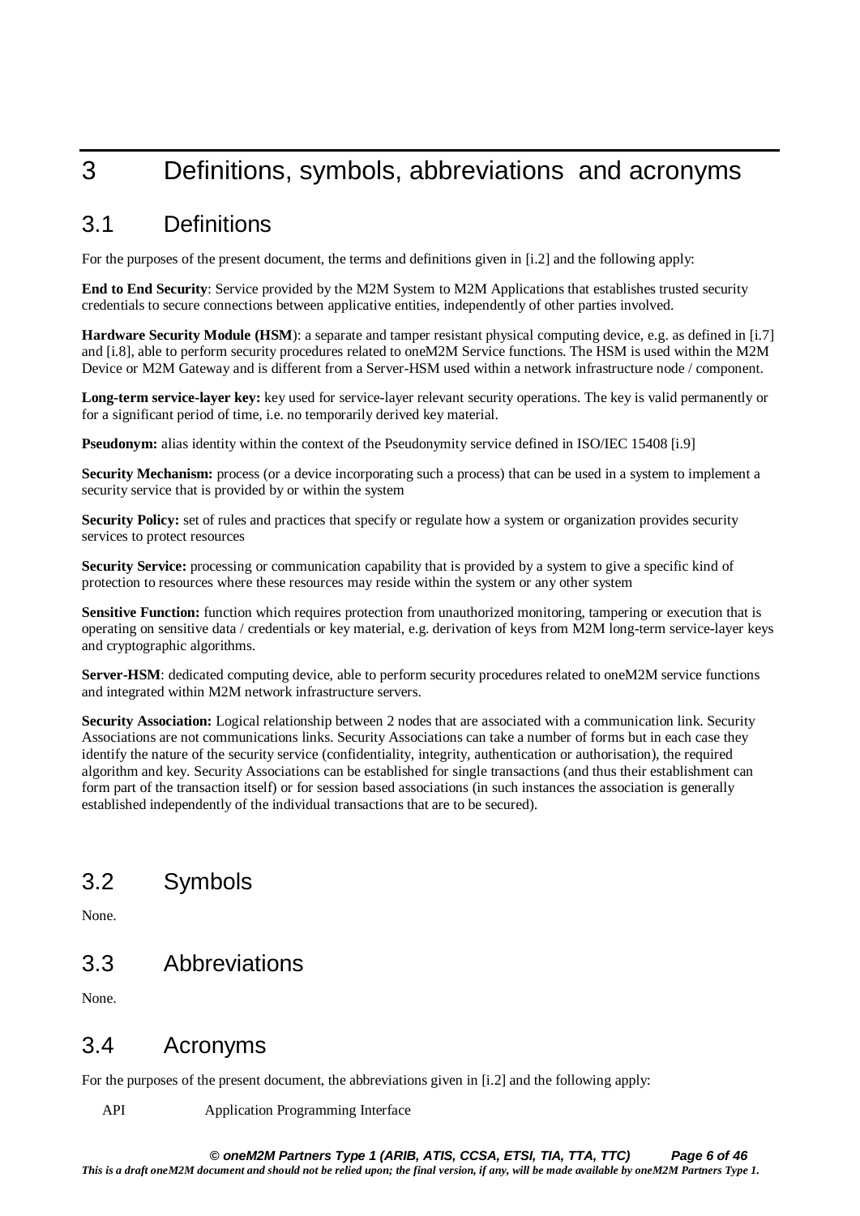# 3 Definitions, symbols, abbreviations and acronyms

## 3.1 Definitions

For the purposes of the present document, the terms and definitions given in [i.2] and the following apply:

**End to End Security**: Service provided by the M2M System to M2M Applications that establishes trusted security credentials to secure connections between applicative entities, independently of other parties involved.

**Hardware Security Module (HSM**): a separate and tamper resistant physical computing device, e.g. as defined in [i.7] and [i.8], able to perform security procedures related to oneM2M Service functions. The HSM is used within the M2M Device or M2M Gateway and is different from a Server-HSM used within a network infrastructure node / component.

**Long-term service-layer key:** key used for service-layer relevant security operations. The key is valid permanently or for a significant period of time, i.e. no temporarily derived key material.

**Pseudonym:** alias identity within the context of the Pseudonymity service defined in ISO/IEC 15408 [i.9]

**Security Mechanism:** process (or a device incorporating such a process) that can be used in a system to implement a security service that is provided by or within the system

**Security Policy:** set of rules and practices that specify or regulate how a system or organization provides security services to protect resources

**Security Service:** processing or communication capability that is provided by a system to give a specific kind of protection to resources where these resources may reside within the system or any other system

**Sensitive Function:** function which requires protection from unauthorized monitoring, tampering or execution that is operating on sensitive data / credentials or key material, e.g. derivation of keys from M2M long-term service-layer keys and cryptographic algorithms.

**Server-HSM**: dedicated computing device, able to perform security procedures related to oneM2M service functions and integrated within M2M network infrastructure servers.

**Security Association:** Logical relationship between 2 nodes that are associated with a communication link. Security Associations are not communications links. Security Associations can take a number of forms but in each case they identify the nature of the security service (confidentiality, integrity, authentication or authorisation), the required algorithm and key. Security Associations can be established for single transactions (and thus their establishment can form part of the transaction itself) or for session based associations (in such instances the association is generally established independently of the individual transactions that are to be secured).

## 3.2 Symbols

None.

## 3.3 Abbreviations

None.

## 3.4 Acronyms

For the purposes of the present document, the abbreviations given in [i.2] and the following apply:

API Application Programming Interface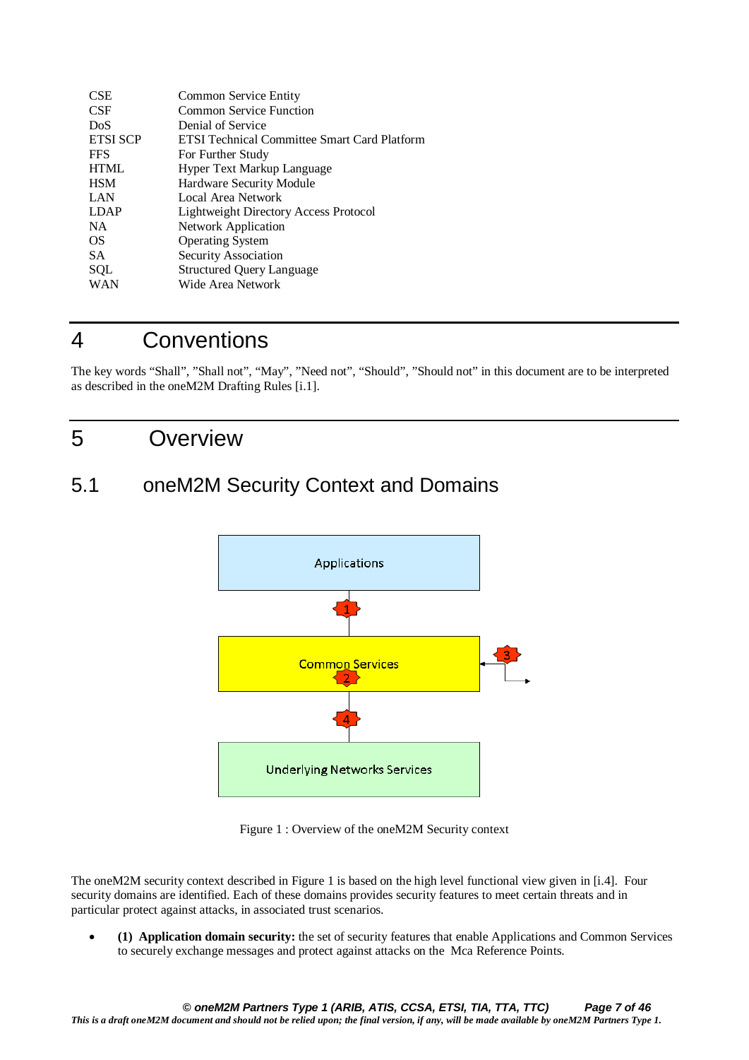| | |
|---|---|
| CSE | Common Service Entity |
| CSF | Common Service Function |
| DoS | Denial of Service |
| ETSI SCP | ETSI Technical Committee Smart Card Platform |
| FFS | For Further Study |
| HTML | Hyper Text Markup Language |
| HSM | Hardware Security Module |
| LAN | Local Area Network |
| LDAP | Lightweight Directory Access Protocol |
| NA | Network Application |
| OS | Operating System |
| SA | Security Association |
| SQL | Structured Query Language |
| WAN | Wide Area Network |

# 4 Conventions

The key words “Shall”, ”Shall not”, “May”, ”Need not”, “Should”, ”Should not” in this document are to be interpreted as described in the oneM2M Drafting Rules [i.1].

# 5 Overview

## 5.1 oneM2M Security Context and Domains

Applications

1

Common Services

2

3

4

Underlying Networks Services

Figure 1 : Overview of the oneM2M Security context

The oneM2M security context described in Figure 1 is based on the high level functional view given in [i.4]. Four security domains are identified. Each of these domains provides security features to meet certain threats and in particular protect against attacks, in associated trust scenarios.

- **(1) Application domain security:** the set of security features that enable Applications and Common Services to securely exchange messages and protect against attacks on the Mca Reference Points.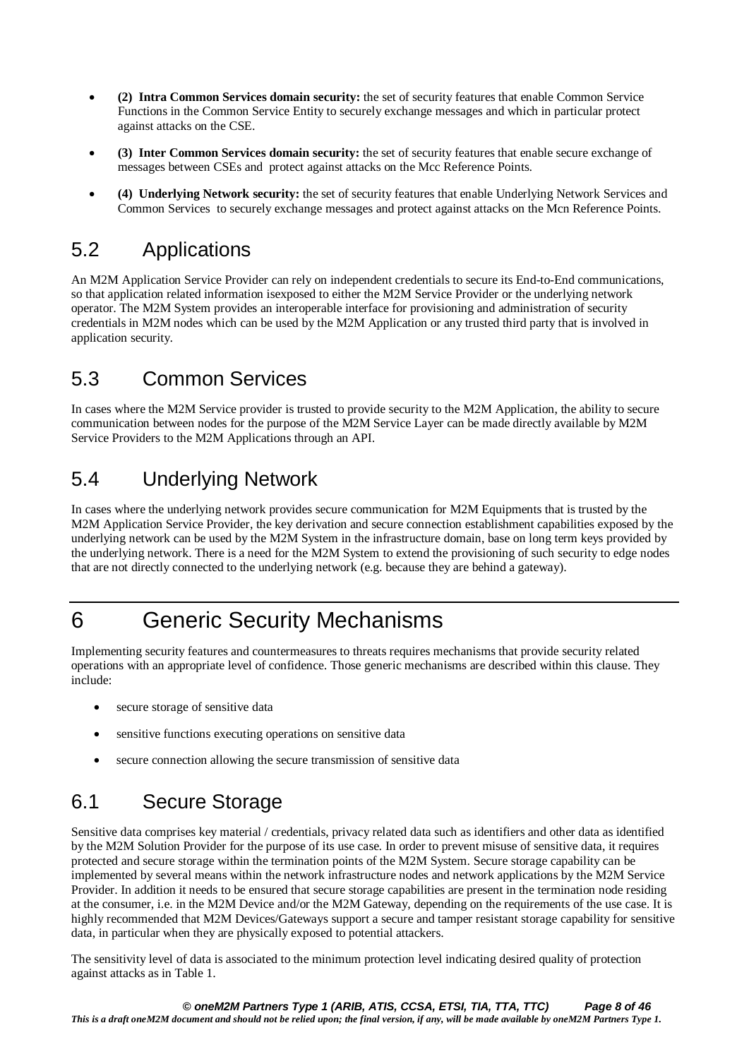- **(2) Intra Common Services domain security:** the set of security features that enable Common Service Functions in the Common Service Entity to securely exchange messages and which in particular protect against attacks on the CSE.
- **(3) Inter Common Services domain security:** the set of security features that enable secure exchange of messages between CSEs and protect against attacks on the Mcc Reference Points.
- **(4) Underlying Network security:** the set of security features that enable Underlying Network Services and Common Services to securely exchange messages and protect against attacks on the Mcn Reference Points.

## 5.2 Applications

An M2M Application Service Provider can rely on independent credentials to secure its End-to-End communications, so that application related information isexposed to either the M2M Service Provider or the underlying network operator. The M2M System provides an interoperable interface for provisioning and administration of security credentials in M2M nodes which can be used by the M2M Application or any trusted third party that is involved in application security.

## 5.3 Common Services

In cases where the M2M Service provider is trusted to provide security to the M2M Application, the ability to secure communication between nodes for the purpose of the M2M Service Layer can be made directly available by M2M Service Providers to the M2M Applications through an API.

## 5.4 Underlying Network

In cases where the underlying network provides secure communication for M2M Equipments that is trusted by the M2M Application Service Provider, the key derivation and secure connection establishment capabilities exposed by the underlying network can be used by the M2M System in the infrastructure domain, base on long term keys provided by the underlying network. There is a need for the M2M System to extend the provisioning of such security to edge nodes that are not directly connected to the underlying network (e.g. because they are behind a gateway).

# 6 Generic Security Mechanisms

Implementing security features and countermeasures to threats requires mechanisms that provide security related operations with an appropriate level of confidence. Those generic mechanisms are described within this clause. They include:

- secure storage of sensitive data
- sensitive functions executing operations on sensitive data
- secure connection allowing the secure transmission of sensitive data

## 6.1 Secure Storage

Sensitive data comprises key material / credentials, privacy related data such as identifiers and other data as identified by the M2M Solution Provider for the purpose of its use case. In order to prevent misuse of sensitive data, it requires protected and secure storage within the termination points of the M2M System. Secure storage capability can be implemented by several means within the network infrastructure nodes and network applications by the M2M Service Provider. In addition it needs to be ensured that secure storage capabilities are present in the termination node residing at the consumer, i.e. in the M2M Device and/or the M2M Gateway, depending on the requirements of the use case. It is highly recommended that M2M Devices/Gateways support a secure and tamper resistant storage capability for sensitive data, in particular when they are physically exposed to potential attackers.

The sensitivity level of data is associated to the minimum protection level indicating desired quality of protection against attacks as in Table 1.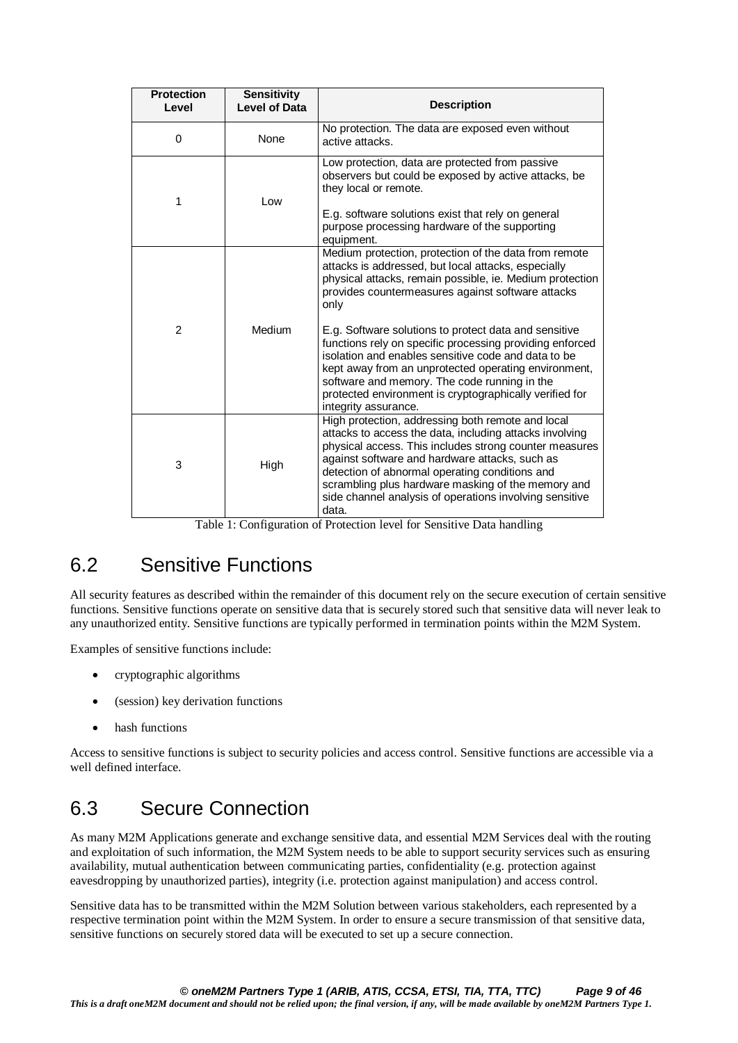| Protection Level | Sensitivity Level of Data | Description |
|---|---|---|
| 0 | None | No protection. The data are exposed even without active attacks. |
| 1 | Low | Low protection, data are protected from passive observers but could be exposed by active attacks, be they local or remote.<br><br>E.g. software solutions exist that rely on general purpose processing hardware of the supporting equipment. |
| 2 | Medium | Medium protection, protection of the data from remote attacks is addressed, but local attacks, especially physical attacks, remain possible, ie. Medium protection provides countermeasures against software attacks only<br><br>E.g. Software solutions to protect data and sensitive functions rely on specific processing providing enforced isolation and enables sensitive code and data to be kept away from an unprotected operating environment, software and memory. The code running in the protected environment is cryptographically verified for integrity assurance. |
| 3 | High | High protection, addressing both remote and local attacks to access the data, including attacks involving physical access. This includes strong counter measures against software and hardware attacks, such as detection of abnormal operating conditions and scrambling plus hardware masking of the memory and side channel analysis of operations involving sensitive data. |

Table 1: Configuration of Protection level for Sensitive Data handling

## 6.2 Sensitive Functions

All security features as described within the remainder of this document rely on the secure execution of certain sensitive functions. Sensitive functions operate on sensitive data that is securely stored such that sensitive data will never leak to any unauthorized entity. Sensitive functions are typically performed in termination points within the M2M System.

Examples of sensitive functions include:

- cryptographic algorithms
- (session) key derivation functions
- hash functions

Access to sensitive functions is subject to security policies and access control. Sensitive functions are accessible via a well defined interface.

## 6.3 Secure Connection

As many M2M Applications generate and exchange sensitive data, and essential M2M Services deal with the routing and exploitation of such information, the M2M System needs to be able to support security services such as ensuring availability, mutual authentication between communicating parties, confidentiality (e.g. protection against eavesdropping by unauthorized parties), integrity (i.e. protection against manipulation) and access control.

Sensitive data has to be transmitted within the M2M Solution between various stakeholders, each represented by a respective termination point within the M2M System. In order to ensure a secure transmission of that sensitive data, sensitive functions on securely stored data will be executed to set up a secure connection.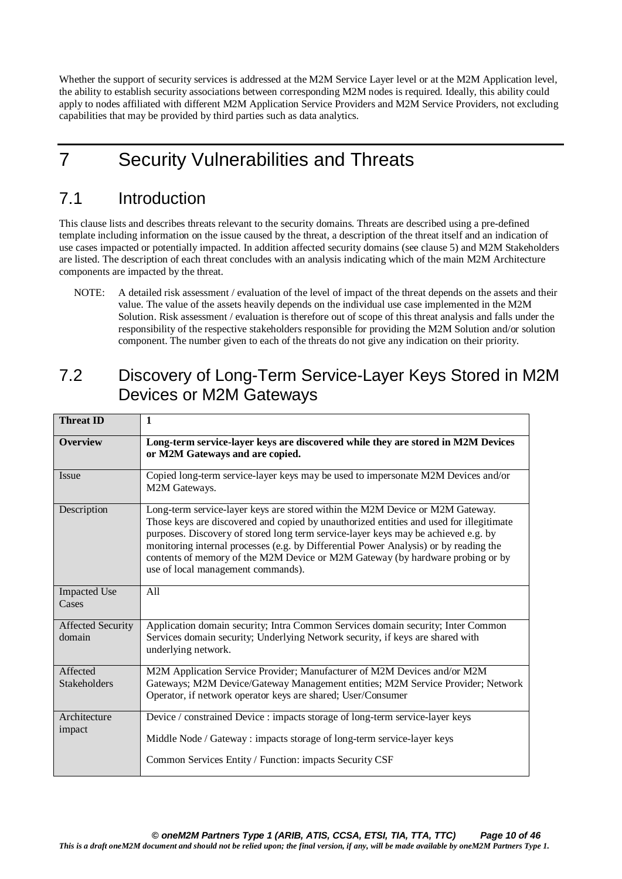Whether the support of security services is addressed at the M2M Service Layer level or at the M2M Application level, the ability to establish security associations between corresponding M2M nodes is required. Ideally, this ability could apply to nodes affiliated with different M2M Application Service Providers and M2M Service Providers, not excluding capabilities that may be provided by third parties such as data analytics.

# 7 Security Vulnerabilities and Threats

## 7.1 Introduction

This clause lists and describes threats relevant to the security domains. Threats are described using a pre-defined template including information on the issue caused by the threat, a description of the threat itself and an indication of use cases impacted or potentially impacted. In addition affected security domains (see clause 5) and M2M Stakeholders are listed. The description of each threat concludes with an analysis indicating which of the main M2M Architecture components are impacted by the threat.

NOTE: A detailed risk assessment / evaluation of the level of impact of the threat depends on the assets and their value. The value of the assets heavily depends on the individual use case implemented in the M2M Solution. Risk assessment / evaluation is therefore out of scope of this threat analysis and falls under the responsibility of the respective stakeholders responsible for providing the M2M Solution and/or solution component. The number given to each of the threats do not give any indication on their priority.

## 7.2 Discovery of Long-Term Service-Layer Keys Stored in M2M Devices or M2M Gateways

| **Threat ID** | **1** |
|---|---|
| **Overview** | **Long-term service-layer keys are discovered while they are stored in M2M Devices or M2M Gateways and are copied.** |
| Issue | Copied long-term service-layer keys may be used to impersonate M2M Devices and/or M2M Gateways. |
| Description | Long-term service-layer keys are stored within the M2M Device or M2M Gateway. Those keys are discovered and copied by unauthorized entities and used for illegitimate purposes. Discovery of stored long term service-layer keys may be achieved e.g. by monitoring internal processes (e.g. by Differential Power Analysis) or by reading the contents of memory of the M2M Device or M2M Gateway (by hardware probing or by use of local management commands). |
| Impacted Use Cases | All |
| Affected Security domain | Application domain security; Intra Common Services domain security; Inter Common Services domain security; Underlying Network security, if keys are shared with underlying network. |
| Affected Stakeholders | M2M Application Service Provider; Manufacturer of M2M Devices and/or M2M Gateways; M2M Device/Gateway Management entities; M2M Service Provider; Network Operator, if network operator keys are shared; User/Consumer |
| Architecture impact | Device / constrained Device : impacts storage of long-term service-layer keys<br><br>Middle Node / Gateway : impacts storage of long-term service-layer keys<br><br>Common Services Entity / Function: impacts Security CSF |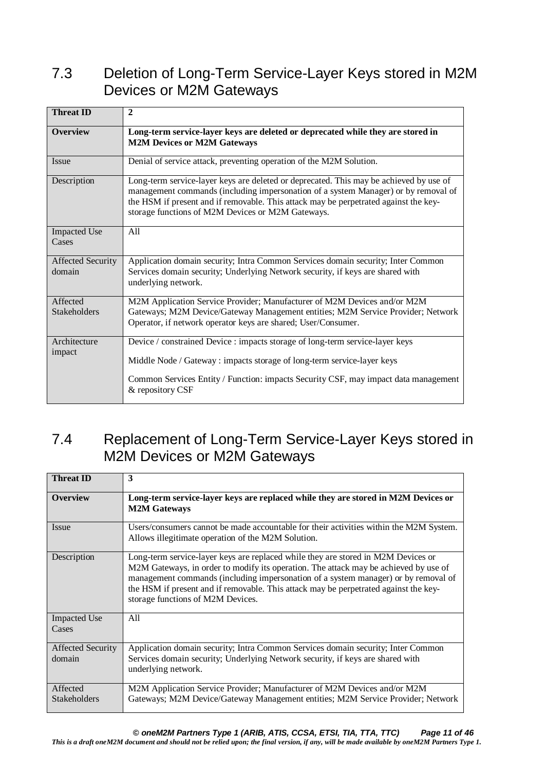## 7.3 Deletion of Long-Term Service-Layer Keys stored in M2M Devices or M2M Gateways

| **Threat ID** | **2** |
|---|---|
| **Overview** | **Long-term service-layer keys are deleted or deprecated while they are stored in M2M Devices or M2M Gateways** |
| Issue | Denial of service attack, preventing operation of the M2M Solution. |
| Description | Long-term service-layer keys are deleted or deprecated. This may be achieved by use of management commands (including impersonation of a system Manager) or by removal of the HSM if present and if removable. This attack may be perpetrated against the key-storage functions of M2M Devices or M2M Gateways. |
| Impacted Use Cases | All |
| Affected Security domain | Application domain security; Intra Common Services domain security; Inter Common Services domain security; Underlying Network security, if keys are shared with underlying network. |
| Affected Stakeholders | M2M Application Service Provider; Manufacturer of M2M Devices and/or M2M Gateways; M2M Device/Gateway Management entities; M2M Service Provider; Network Operator, if network operator keys are shared; User/Consumer. |
| Architecture impact | Device / constrained Device : impacts storage of long-term service-layer keys<br><br>Middle Node / Gateway : impacts storage of long-term service-layer keys<br><br>Common Services Entity / Function: impacts Security CSF, may impact data management & repository CSF |

## 7.4 Replacement of Long-Term Service-Layer Keys stored in M2M Devices or M2M Gateways

| **Threat ID** | **3** |
|---|---|
| **Overview** | **Long-term service-layer keys are replaced while they are stored in M2M Devices or M2M Gateways** |
| Issue | Users/consumers cannot be made accountable for their activities within the M2M System. Allows illegitimate operation of the M2M Solution. |
| Description | Long-term service-layer keys are replaced while they are stored in M2M Devices or M2M Gateways, in order to modify its operation. The attack may be achieved by use of management commands (including impersonation of a system manager) or by removal of the HSM if present and if removable. This attack may be perpetrated against the key-storage functions of M2M Devices. |
| Impacted Use Cases | All |
| Affected Security domain | Application domain security; Intra Common Services domain security; Inter Common Services domain security; Underlying Network security, if keys are shared with underlying network. |
| Affected Stakeholders | M2M Application Service Provider; Manufacturer of M2M Devices and/or M2M Gateways; M2M Device/Gateway Management entities; M2M Service Provider; Network |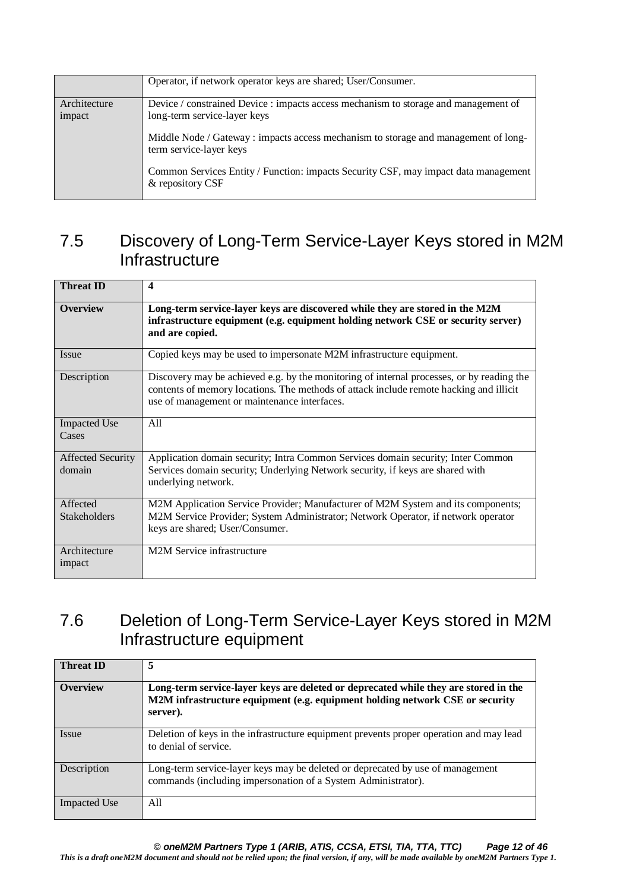| | |
|---|---|
| | Operator, if network operator keys are shared; User/Consumer. |
| Architecture impact | Device / constrained Device : impacts access mechanism to storage and management of long-term service-layer keys<br><br>Middle Node / Gateway : impacts access mechanism to storage and management of long-term service-layer keys<br><br>Common Services Entity / Function: impacts Security CSF, may impact data management & repository CSF |

## 7.5 Discovery of Long-Term Service-Layer Keys stored in M2M Infrastructure

| **Threat ID** | **4** |
|---|---|
| **Overview** | **Long-term service-layer keys are discovered while they are stored in the M2M infrastructure equipment (e.g. equipment holding network CSE or security server) and are copied.** |
| Issue | Copied keys may be used to impersonate M2M infrastructure equipment. |
| Description | Discovery may be achieved e.g. by the monitoring of internal processes, or by reading the contents of memory locations. The methods of attack include remote hacking and illicit use of management or maintenance interfaces. |
| Impacted Use Cases | All |
| Affected Security domain | Application domain security; Intra Common Services domain security; Inter Common Services domain security; Underlying Network security, if keys are shared with underlying network. |
| Affected Stakeholders | M2M Application Service Provider; Manufacturer of M2M System and its components; M2M Service Provider; System Administrator; Network Operator, if network operator keys are shared; User/Consumer. |
| Architecture impact | M2M Service infrastructure |

## 7.6 Deletion of Long-Term Service-Layer Keys stored in M2M Infrastructure equipment

| **Threat ID** | **5** |
|---|---|
| **Overview** | **Long-term service-layer keys are deleted or deprecated while they are stored in the M2M infrastructure equipment (e.g. equipment holding network CSE or security server).** |
| Issue | Deletion of keys in the infrastructure equipment prevents proper operation and may lead to denial of service. |
| Description | Long-term service-layer keys may be deleted or deprecated by use of management commands (including impersonation of a System Administrator). |
| Impacted Use | All |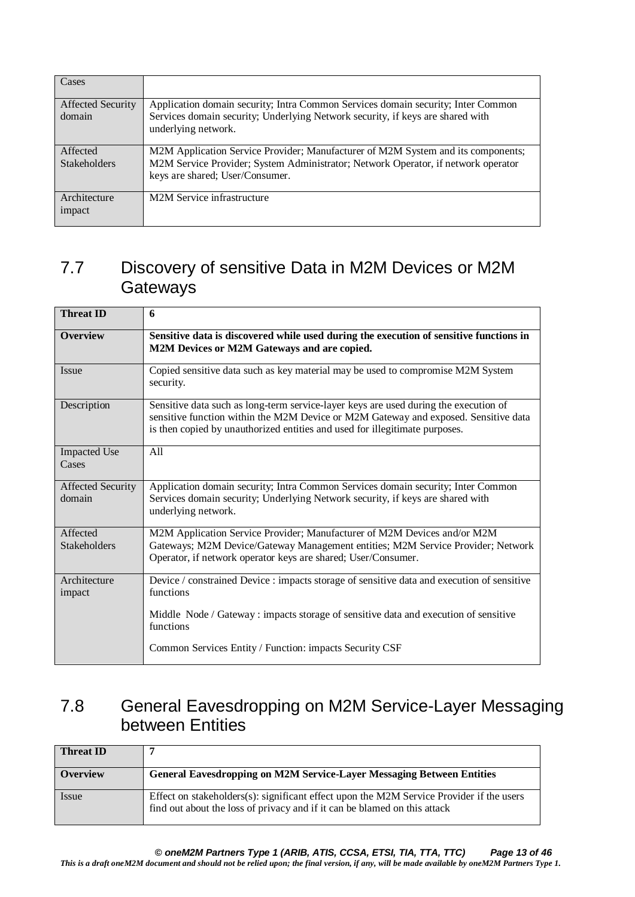| Cases | |
|---|---|
| Affected Security domain | Application domain security; Intra Common Services domain security; Inter Common Services domain security; Underlying Network security, if keys are shared with underlying network. |
| Affected Stakeholders | M2M Application Service Provider; Manufacturer of M2M System and its components; M2M Service Provider; System Administrator; Network Operator, if network operator keys are shared; User/Consumer. |
| Architecture impact | M2M Service infrastructure |

## 7.7 Discovery of sensitive Data in M2M Devices or M2M Gateways

| **Threat ID** | **6** |
|---|---|
| **Overview** | **Sensitive data is discovered while used during the execution of sensitive functions in M2M Devices or M2M Gateways and are copied.** |
| Issue | Copied sensitive data such as key material may be used to compromise M2M System security. |
| Description | Sensitive data such as long-term service-layer keys are used during the execution of sensitive function within the M2M Device or M2M Gateway and exposed. Sensitive data is then copied by unauthorized entities and used for illegitimate purposes. |
| Impacted Use Cases | All |
| Affected Security domain | Application domain security; Intra Common Services domain security; Inter Common Services domain security; Underlying Network security, if keys are shared with underlying network. |
| Affected Stakeholders | M2M Application Service Provider; Manufacturer of M2M Devices and/or M2M Gateways; M2M Device/Gateway Management entities; M2M Service Provider; Network Operator, if network operator keys are shared; User/Consumer. |
| Architecture impact | Device / constrained Device : impacts storage of sensitive data and execution of sensitive functions<br><br>Middle Node / Gateway : impacts storage of sensitive data and execution of sensitive functions<br><br>Common Services Entity / Function: impacts Security CSF |

## 7.8 General Eavesdropping on M2M Service-Layer Messaging between Entities

| **Threat ID** | **7** |
|---|---|
| **Overview** | **General Eavesdropping on M2M Service-Layer Messaging Between Entities** |
| Issue | Effect on stakeholders(s): significant effect upon the M2M Service Provider if the users find out about the loss of privacy and if it can be blamed on this attack |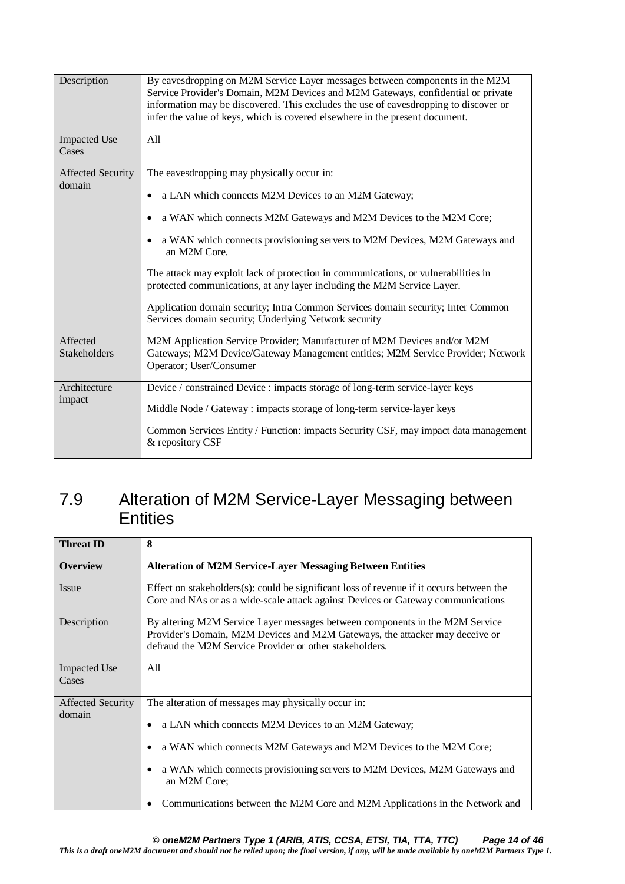| Description | By eavesdropping on M2M Service Layer messages between components in the M2M Service Provider's Domain, M2M Devices and M2M Gateways, confidential or private information may be discovered. This excludes the use of eavesdropping to discover or infer the value of keys, which is covered elsewhere in the present document. |
|---|---|
| Impacted Use Cases | All |
| Affected Security domain | The eavesdropping may physically occur in: <br>• a LAN which connects M2M Devices to an M2M Gateway; <br>• a WAN which connects M2M Gateways and M2M Devices to the M2M Core; <br>• a WAN which connects provisioning servers to M2M Devices, M2M Gateways and an M2M Core. <br>The attack may exploit lack of protection in communications, or vulnerabilities in protected communications, at any layer including the M2M Service Layer. <br>Application domain security; Intra Common Services domain security; Inter Common Services domain security; Underlying Network security |
| Affected Stakeholders | M2M Application Service Provider; Manufacturer of M2M Devices and/or M2M Gateways; M2M Device/Gateway Management entities; M2M Service Provider; Network Operator; User/Consumer |
| Architecture impact | Device / constrained Device : impacts storage of long-term service-layer keys <br>Middle Node / Gateway : impacts storage of long-term service-layer keys <br>Common Services Entity / Function: impacts Security CSF, may impact data management & repository CSF |

## 7.9 Alteration of M2M Service-Layer Messaging between Entities

| **Threat ID** | **8** |
|---|---|
| **Overview** | **Alteration of M2M Service-Layer Messaging Between Entities** |
| Issue | Effect on stakeholders(s): could be significant loss of revenue if it occurs between the Core and NAs or as a wide-scale attack against Devices or Gateway communications |
| Description | By altering M2M Service Layer messages between components in the M2M Service Provider's Domain, M2M Devices and M2M Gateways, the attacker may deceive or defraud the M2M Service Provider or other stakeholders. |
| Impacted Use Cases | All |
| Affected Security domain | The alteration of messages may physically occur in: <br>• a LAN which connects M2M Devices to an M2M Gateway; <br>• a WAN which connects M2M Gateways and M2M Devices to the M2M Core; <br>• a WAN which connects provisioning servers to M2M Devices, M2M Gateways and an M2M Core; <br>• Communications between the M2M Core and M2M Applications in the Network and |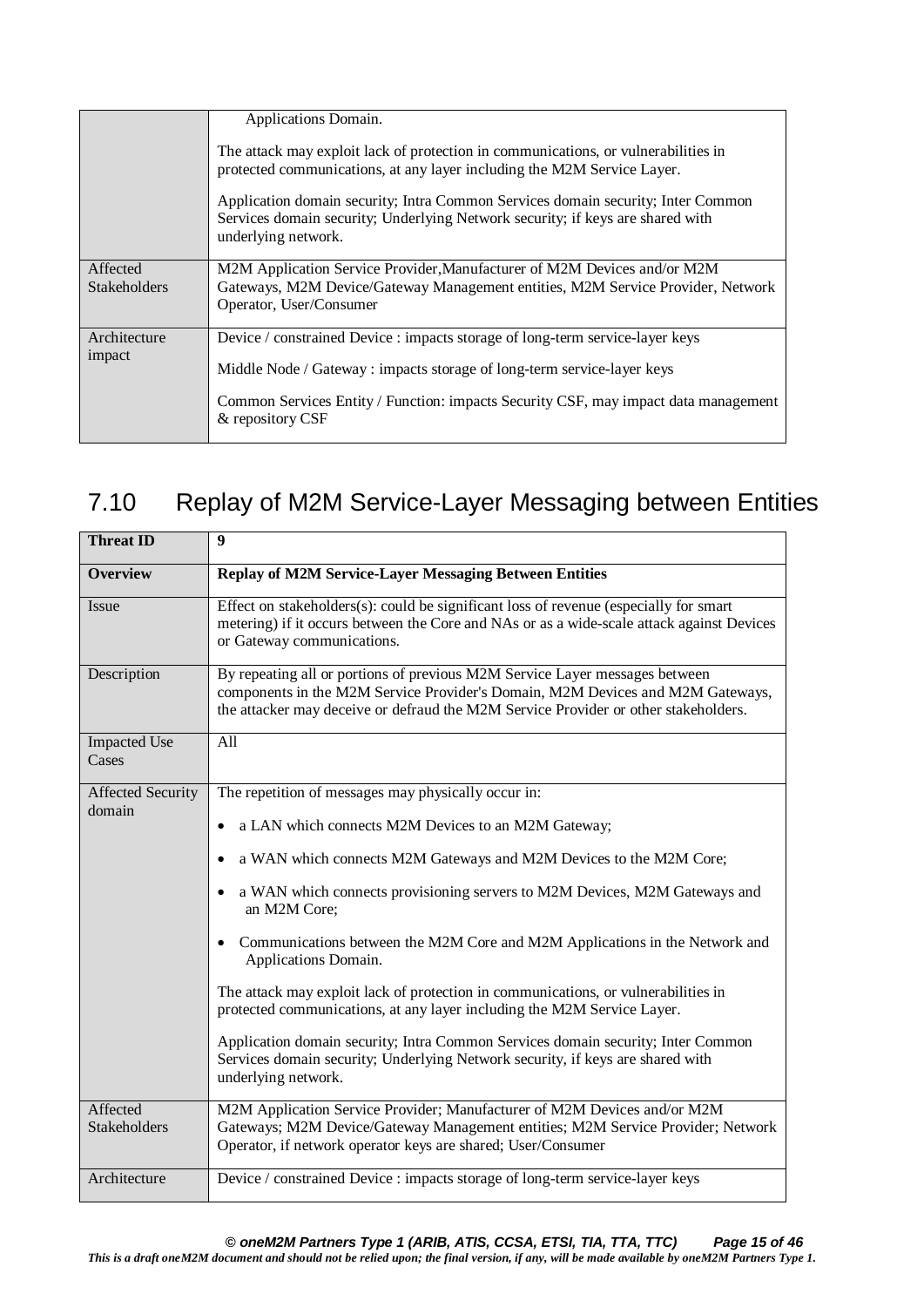| | |
|---|---|
| | Applications Domain.<br><br>The attack may exploit lack of protection in communications, or vulnerabilities in protected communications, at any layer including the M2M Service Layer.<br><br>Application domain security; Intra Common Services domain security; Inter Common Services domain security; Underlying Network security; if keys are shared with underlying network. |
| Affected Stakeholders | M2M Application Service Provider,Manufacturer of M2M Devices and/or M2M Gateways, M2M Device/Gateway Management entities, M2M Service Provider, Network Operator, User/Consumer |
| Architecture impact | Device / constrained Device : impacts storage of long-term service-layer keys<br><br>Middle Node / Gateway : impacts storage of long-term service-layer keys<br><br>Common Services Entity / Function: impacts Security CSF, may impact data management & repository CSF |

## 7.10 Replay of M2M Service-Layer Messaging between Entities

| **Threat ID** | **9** |
|---|---|
| **Overview** | **Replay of M2M Service-Layer Messaging Between Entities** |
| Issue | Effect on stakeholders(s): could be significant loss of revenue (especially for smart metering) if it occurs between the Core and NAs or as a wide-scale attack against Devices or Gateway communications. |
| Description | By repeating all or portions of previous M2M Service Layer messages between components in the M2M Service Provider's Domain, M2M Devices and M2M Gateways, the attacker may deceive or defraud the M2M Service Provider or other stakeholders. |
| Impacted Use Cases | All |
| Affected Security domain | The repetition of messages may physically occur in:<br><br>• a LAN which connects M2M Devices to an M2M Gateway;<br><br>• a WAN which connects M2M Gateways and M2M Devices to the M2M Core;<br><br>• a WAN which connects provisioning servers to M2M Devices, M2M Gateways and an M2M Core;<br><br>• Communications between the M2M Core and M2M Applications in the Network and Applications Domain.<br><br>The attack may exploit lack of protection in communications, or vulnerabilities in protected communications, at any layer including the M2M Service Layer.<br><br>Application domain security; Intra Common Services domain security; Inter Common Services domain security; Underlying Network security, if keys are shared with underlying network. |
| Affected Stakeholders | M2M Application Service Provider; Manufacturer of M2M Devices and/or M2M Gateways; M2M Device/Gateway Management entities; M2M Service Provider; Network Operator, if network operator keys are shared; User/Consumer |
| Architecture | Device / constrained Device : impacts storage of long-term service-layer keys |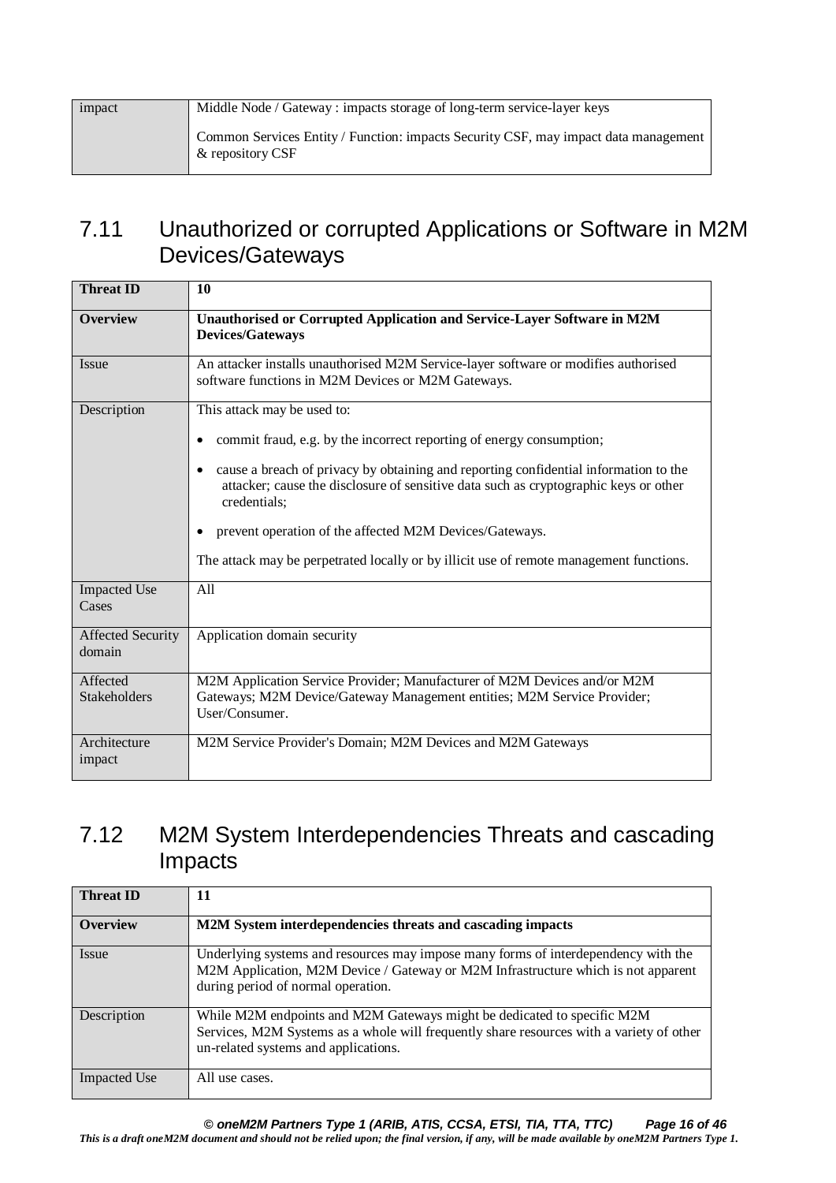| | |
|---|---|
| impact | Middle Node / Gateway : impacts storage of long-term service-layer keys<br><br>Common Services Entity / Function: impacts Security CSF, may impact data management & repository CSF |

## 7.11 Unauthorized or corrupted Applications or Software in M2M Devices/Gateways

| **Threat ID** | **10** |
|---|---|
| **Overview** | **Unauthorised or Corrupted Application and Service-Layer Software in M2M Devices/Gateways** |
| Issue | An attacker installs unauthorised M2M Service-layer software or modifies authorised software functions in M2M Devices or M2M Gateways. |
| Description | This attack may be used to:<br><br>• commit fraud, e.g. by the incorrect reporting of energy consumption;<br><br>• cause a breach of privacy by obtaining and reporting confidential information to the attacker; cause the disclosure of sensitive data such as cryptographic keys or other credentials;<br><br>• prevent operation of the affected M2M Devices/Gateways.<br><br>The attack may be perpetrated locally or by illicit use of remote management functions. |
| Impacted Use Cases | All |
| Affected Security domain | Application domain security |
| Affected Stakeholders | M2M Application Service Provider; Manufacturer of M2M Devices and/or M2M Gateways; M2M Device/Gateway Management entities; M2M Service Provider; User/Consumer. |
| Architecture impact | M2M Service Provider's Domain; M2M Devices and M2M Gateways |

## 7.12 M2M System Interdependencies Threats and cascading Impacts

| **Threat ID** | **11** |
|---|---|
| **Overview** | **M2M System interdependencies threats and cascading impacts** |
| Issue | Underlying systems and resources may impose many forms of interdependency with the M2M Application, M2M Device / Gateway or M2M Infrastructure which is not apparent during period of normal operation. |
| Description | While M2M endpoints and M2M Gateways might be dedicated to specific M2M Services, M2M Systems as a whole will frequently share resources with a variety of other un-related systems and applications. |
| Impacted Use | All use cases. |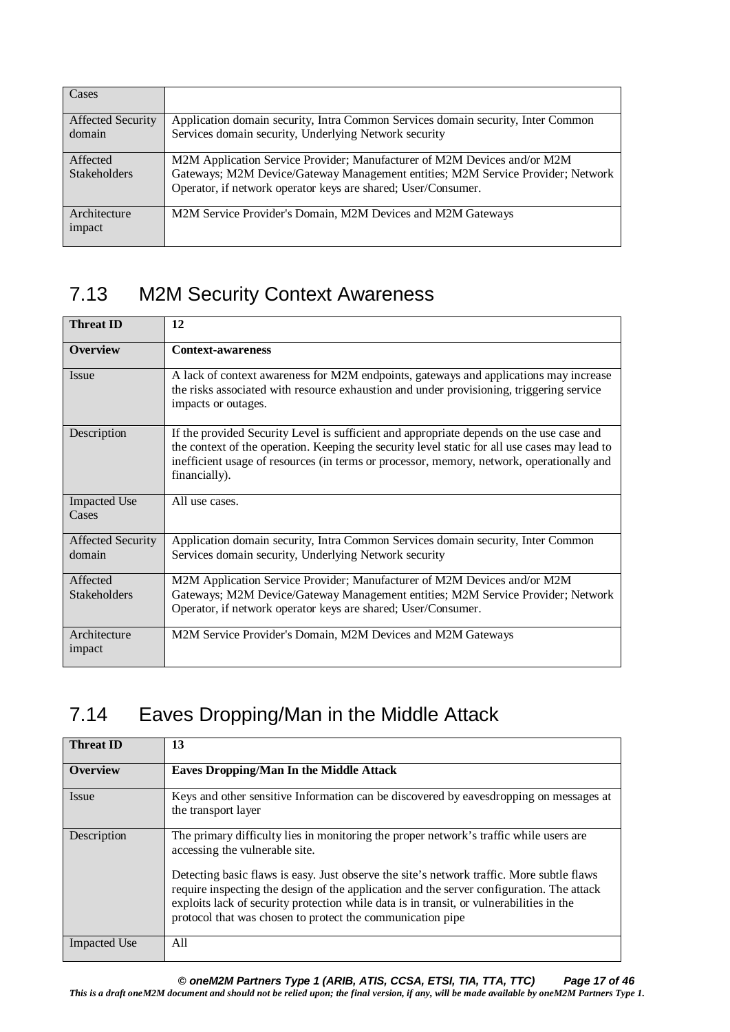| Cases | |
|---|---|
| Affected Security domain | Application domain security, Intra Common Services domain security, Inter Common Services domain security, Underlying Network security |
| Affected Stakeholders | M2M Application Service Provider; Manufacturer of M2M Devices and/or M2M Gateways; M2M Device/Gateway Management entities; M2M Service Provider; Network Operator, if network operator keys are shared; User/Consumer. |
| Architecture impact | M2M Service Provider's Domain, M2M Devices and M2M Gateways |

## 7.13 M2M Security Context Awareness

| **Threat ID** | **12** |
|---|---|
| **Overview** | **Context-awareness** |
| Issue | A lack of context awareness for M2M endpoints, gateways and applications may increase the risks associated with resource exhaustion and under provisioning, triggering service impacts or outages. |
| Description | If the provided Security Level is sufficient and appropriate depends on the use case and the context of the operation. Keeping the security level static for all use cases may lead to inefficient usage of resources (in terms or processor, memory, network, operationally and financially). |
| Impacted Use Cases | All use cases. |
| Affected Security domain | Application domain security, Intra Common Services domain security, Inter Common Services domain security, Underlying Network security |
| Affected Stakeholders | M2M Application Service Provider; Manufacturer of M2M Devices and/or M2M Gateways; M2M Device/Gateway Management entities; M2M Service Provider; Network Operator, if network operator keys are shared; User/Consumer. |
| Architecture impact | M2M Service Provider's Domain, M2M Devices and M2M Gateways |

## 7.14 Eaves Dropping/Man in the Middle Attack

| **Threat ID** | **13** |
|---|---|
| **Overview** | **Eaves Dropping/Man In the Middle Attack** |
| Issue | Keys and other sensitive Information can be discovered by eavesdropping on messages at the transport layer |
| Description | The primary difficulty lies in monitoring the proper network's traffic while users are accessing the vulnerable site.<br><br>Detecting basic flaws is easy. Just observe the site's network traffic. More subtle flaws require inspecting the design of the application and the server configuration. The attack exploits lack of security protection while data is in transit, or vulnerabilities in the protocol that was chosen to protect the communication pipe |
| Impacted Use | All |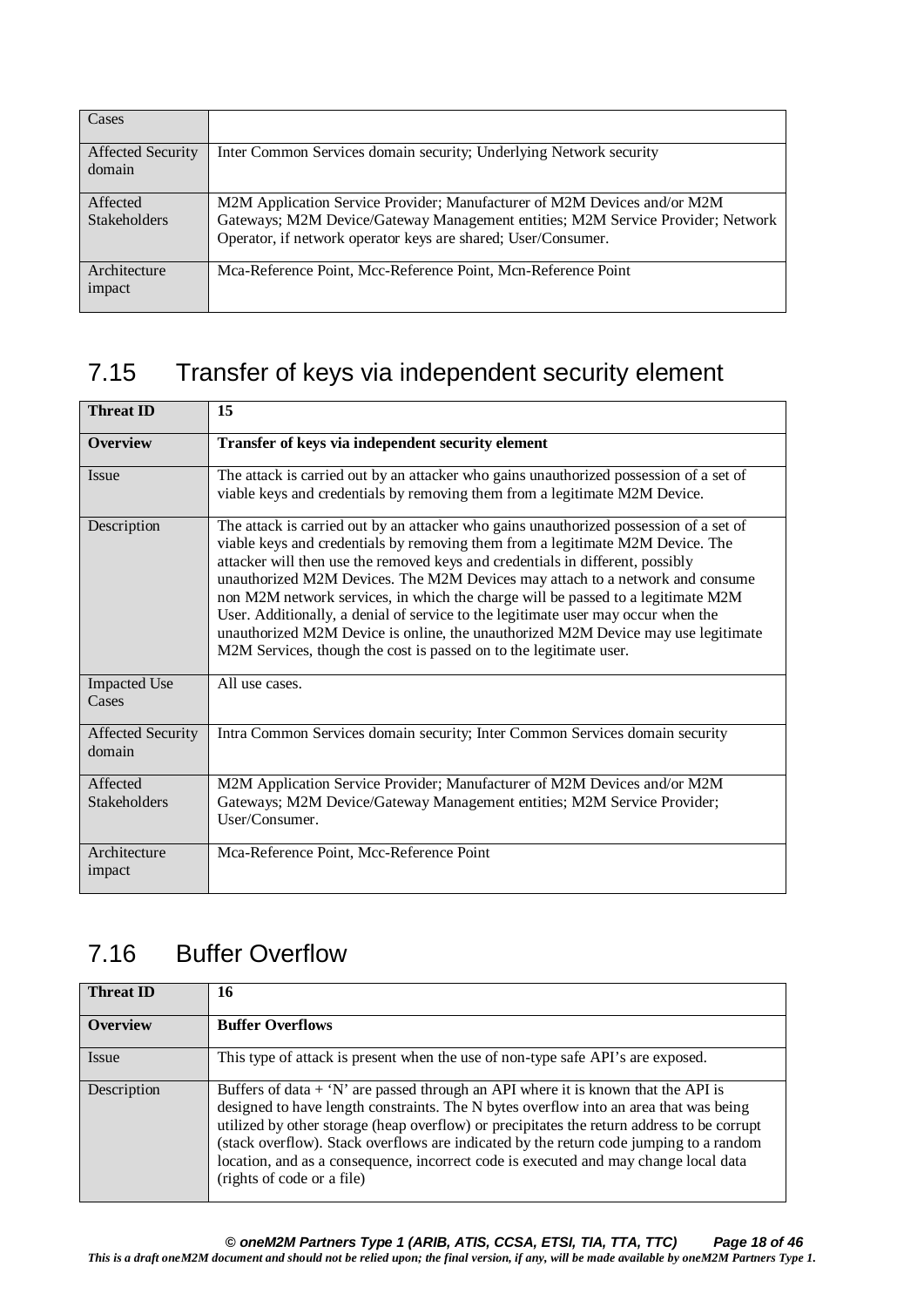| Cases | |
|---|---|
| Affected Security domain | Inter Common Services domain security; Underlying Network security |
| Affected Stakeholders | M2M Application Service Provider; Manufacturer of M2M Devices and/or M2M Gateways; M2M Device/Gateway Management entities; M2M Service Provider; Network Operator, if network operator keys are shared; User/Consumer. |
| Architecture impact | Mca-Reference Point, Mcc-Reference Point, Mcn-Reference Point |

## 7.15 Transfer of keys via independent security element

| **Threat ID** | **15** |
|---|---|
| **Overview** | **Transfer of keys via independent security element** |
| Issue | The attack is carried out by an attacker who gains unauthorized possession of a set of viable keys and credentials by removing them from a legitimate M2M Device. |
| Description | The attack is carried out by an attacker who gains unauthorized possession of a set of viable keys and credentials by removing them from a legitimate M2M Device. The attacker will then use the removed keys and credentials in different, possibly unauthorized M2M Devices. The M2M Devices may attach to a network and consume non M2M network services, in which the charge will be passed to a legitimate M2M User. Additionally, a denial of service to the legitimate user may occur when the unauthorized M2M Device is online, the unauthorized M2M Device may use legitimate M2M Services, though the cost is passed on to the legitimate user. |
| Impacted Use Cases | All use cases. |
| Affected Security domain | Intra Common Services domain security; Inter Common Services domain security |
| Affected Stakeholders | M2M Application Service Provider; Manufacturer of M2M Devices and/or M2M Gateways; M2M Device/Gateway Management entities; M2M Service Provider; User/Consumer. |
| Architecture impact | Mca-Reference Point, Mcc-Reference Point |

## 7.16 Buffer Overflow

| **Threat ID** | **16** |
|---|---|
| **Overview** | **Buffer Overflows** |
| Issue | This type of attack is present when the use of non-type safe API's are exposed. |
| Description | Buffers of data + 'N' are passed through an API where it is known that the API is designed to have length constraints. The N bytes overflow into an area that was being utilized by other storage (heap overflow) or precipitates the return address to be corrupt (stack overflow). Stack overflows are indicated by the return code jumping to a random location, and as a consequence, incorrect code is executed and may change local data (rights of code or a file) |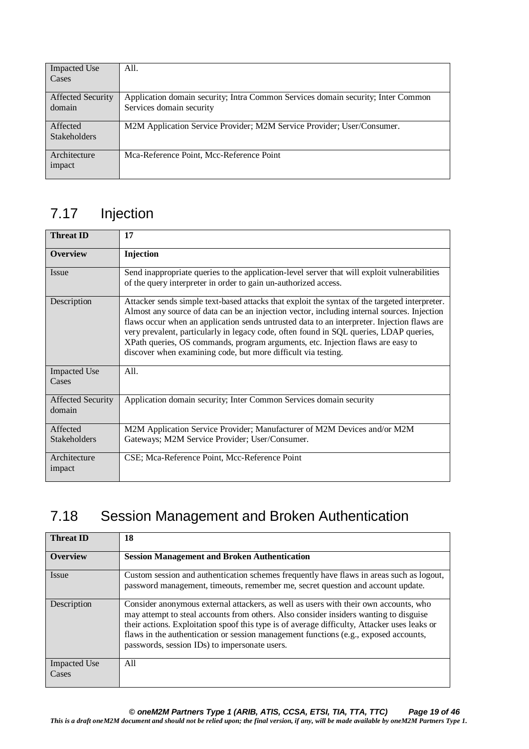| Impacted Use Cases | All. |
|---|---|
| Affected Security domain | Application domain security; Intra Common Services domain security; Inter Common Services domain security |
| Affected Stakeholders | M2M Application Service Provider; M2M Service Provider; User/Consumer. |
| Architecture impact | Mca-Reference Point, Mcc-Reference Point |

## 7.17 Injection

| **Threat ID** | **17** |
|---|---|
| **Overview** | **Injection** |
| Issue | Send inappropriate queries to the application-level server that will exploit vulnerabilities of the query interpreter in order to gain un-authorized access. |
| Description | Attacker sends simple text-based attacks that exploit the syntax of the targeted interpreter. Almost any source of data can be an injection vector, including internal sources. Injection flaws occur when an application sends untrusted data to an interpreter. Injection flaws are very prevalent, particularly in legacy code, often found in SQL queries, LDAP queries, XPath queries, OS commands, program arguments, etc. Injection flaws are easy to discover when examining code, but more difficult via testing. |
| Impacted Use Cases | All. |
| Affected Security domain | Application domain security; Inter Common Services domain security |
| Affected Stakeholders | M2M Application Service Provider; Manufacturer of M2M Devices and/or M2M Gateways; M2M Service Provider; User/Consumer. |
| Architecture impact | CSE; Mca-Reference Point, Mcc-Reference Point |

## 7.18 Session Management and Broken Authentication

| **Threat ID** | **18** |
|---|---|
| **Overview** | **Session Management and Broken Authentication** |
| Issue | Custom session and authentication schemes frequently have flaws in areas such as logout, password management, timeouts, remember me, secret question and account update. |
| Description | Consider anonymous external attackers, as well as users with their own accounts, who may attempt to steal accounts from others. Also consider insiders wanting to disguise their actions. Exploitation spoof this type is of average difficulty, Attacker uses leaks or flaws in the authentication or session management functions (e.g., exposed accounts, passwords, session IDs) to impersonate users. |
| Impacted Use Cases | All |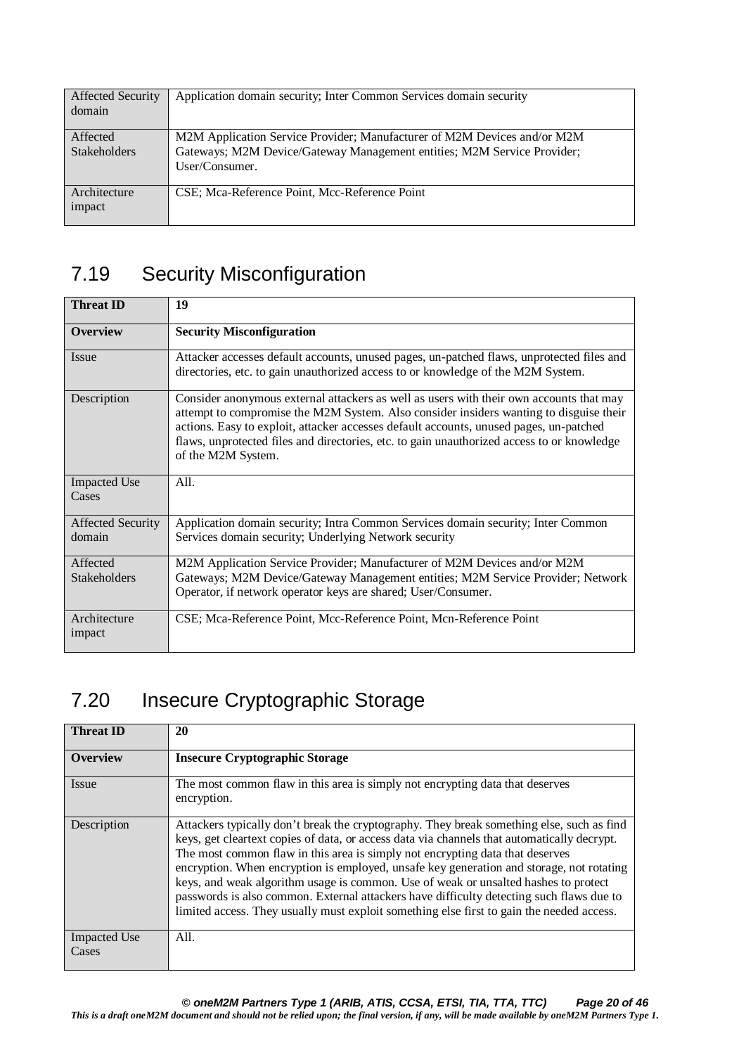| | |
|---|---|
| Affected Security domain | Application domain security; Inter Common Services domain security |
| Affected Stakeholders | M2M Application Service Provider; Manufacturer of M2M Devices and/or M2M Gateways; M2M Device/Gateway Management entities; M2M Service Provider; User/Consumer. |
| Architecture impact | CSE; Mca-Reference Point, Mcc-Reference Point |

## 7.19 Security Misconfiguration

| **Threat ID** | **19** |
|---|---|
| **Overview** | **Security Misconfiguration** |
| Issue | Attacker accesses default accounts, unused pages, un-patched flaws, unprotected files and directories, etc. to gain unauthorized access to or knowledge of the M2M System. |
| Description | Consider anonymous external attackers as well as users with their own accounts that may attempt to compromise the M2M System. Also consider insiders wanting to disguise their actions. Easy to exploit, attacker accesses default accounts, unused pages, un-patched flaws, unprotected files and directories, etc. to gain unauthorized access to or knowledge of the M2M System. |
| Impacted Use Cases | All. |
| Affected Security domain | Application domain security; Intra Common Services domain security; Inter Common Services domain security; Underlying Network security |
| Affected Stakeholders | M2M Application Service Provider; Manufacturer of M2M Devices and/or M2M Gateways; M2M Device/Gateway Management entities; M2M Service Provider; Network Operator, if network operator keys are shared; User/Consumer. |
| Architecture impact | CSE; Mca-Reference Point, Mcc-Reference Point, Mcn-Reference Point |

## 7.20 Insecure Cryptographic Storage

| **Threat ID** | **20** |
|---|---|
| **Overview** | **Insecure Cryptographic Storage** |
| Issue | The most common flaw in this area is simply not encrypting data that deserves encryption. |
| Description | Attackers typically don't break the cryptography. They break something else, such as find keys, get cleartext copies of data, or access data via channels that automatically decrypt. The most common flaw in this area is simply not encrypting data that deserves encryption. When encryption is employed, unsafe key generation and storage, not rotating keys, and weak algorithm usage is common. Use of weak or unsalted hashes to protect passwords is also common. External attackers have difficulty detecting such flaws due to limited access. They usually must exploit something else first to gain the needed access. |
| Impacted Use Cases | All. |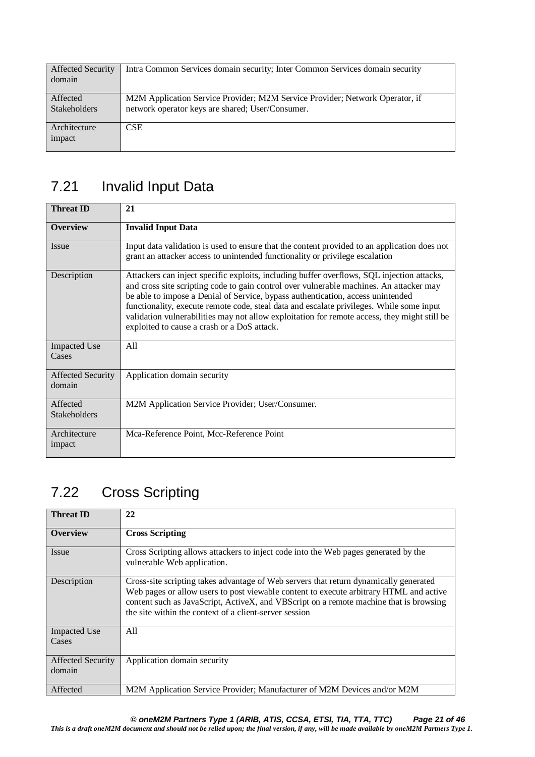| Affected Security domain | Intra Common Services domain security; Inter Common Services domain security |
|---|---|
| Affected Stakeholders | M2M Application Service Provider; M2M Service Provider; Network Operator, if network operator keys are shared; User/Consumer. |
| Architecture impact | CSE |

## 7.21 Invalid Input Data

| **Threat ID** | **21** |
|---|---|
| **Overview** | **Invalid Input Data** |
| Issue | Input data validation is used to ensure that the content provided to an application does not grant an attacker access to unintended functionality or privilege escalation |
| Description | Attackers can inject specific exploits, including buffer overflows, SQL injection attacks, and cross site scripting code to gain control over vulnerable machines. An attacker may be able to impose a Denial of Service, bypass authentication, access unintended functionality, execute remote code, steal data and escalate privileges. While some input validation vulnerabilities may not allow exploitation for remote access, they might still be exploited to cause a crash or a DoS attack. |
| Impacted Use Cases | All |
| Affected Security domain | Application domain security |
| Affected Stakeholders | M2M Application Service Provider; User/Consumer. |
| Architecture impact | Mca-Reference Point, Mcc-Reference Point |

## 7.22 Cross Scripting

| **Threat ID** | **22** |
|---|---|
| **Overview** | **Cross Scripting** |
| Issue | Cross Scripting allows attackers to inject code into the Web pages generated by the vulnerable Web application. |
| Description | Cross-site scripting takes advantage of Web servers that return dynamically generated Web pages or allow users to post viewable content to execute arbitrary HTML and active content such as JavaScript, ActiveX, and VBScript on a remote machine that is browsing the site within the context of a client-server session |
| Impacted Use Cases | All |
| Affected Security domain | Application domain security |
| Affected | M2M Application Service Provider; Manufacturer of M2M Devices and/or M2M |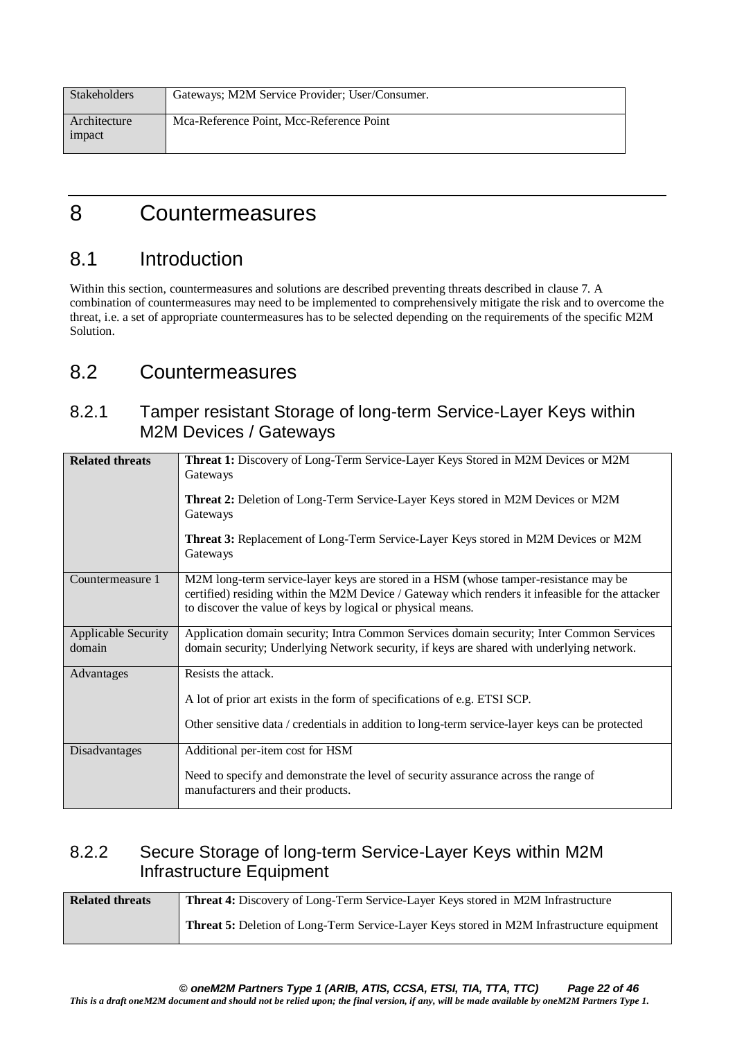| Stakeholders | Gateways; M2M Service Provider; User/Consumer. |
|---|---|
| Architecture impact | Mca-Reference Point, Mcc-Reference Point |

# 8 Countermeasures

## 8.1 Introduction

Within this section, countermeasures and solutions are described preventing threats described in clause 7. A combination of countermeasures may need to be implemented to comprehensively mitigate the risk and to overcome the threat, i.e. a set of appropriate countermeasures has to be selected depending on the requirements of the specific M2M Solution.

## 8.2 Countermeasures

### 8.2.1 Tamper resistant Storage of long-term Service-Layer Keys within M2M Devices / Gateways

| **Related threats** | **Threat 1:** Discovery of Long-Term Service-Layer Keys Stored in M2M Devices or M2M Gateways<br><br>**Threat 2:** Deletion of Long-Term Service-Layer Keys stored in M2M Devices or M2M Gateways<br><br>**Threat 3:** Replacement of Long-Term Service-Layer Keys stored in M2M Devices or M2M Gateways |
|---|---|
| Countermeasure 1 | M2M long-term service-layer keys are stored in a HSM (whose tamper-resistance may be certified) residing within the M2M Device / Gateway which renders it infeasible for the attacker to discover the value of keys by logical or physical means. |
| Applicable Security domain | Application domain security; Intra Common Services domain security; Inter Common Services domain security; Underlying Network security, if keys are shared with underlying network. |
| Advantages | Resists the attack.<br><br>A lot of prior art exists in the form of specifications of e.g. ETSI SCP.<br><br>Other sensitive data / credentials in addition to long-term service-layer keys can be protected |
| Disadvantages | Additional per-item cost for HSM<br><br>Need to specify and demonstrate the level of security assurance across the range of manufacturers and their products. |

### 8.2.2 Secure Storage of long-term Service-Layer Keys within M2M Infrastructure Equipment

| **Related threats** | **Threat 4:** Discovery of Long-Term Service-Layer Keys stored in M2M Infrastructure<br><br>**Threat 5:** Deletion of Long-Term Service-Layer Keys stored in M2M Infrastructure equipment |
|---|---|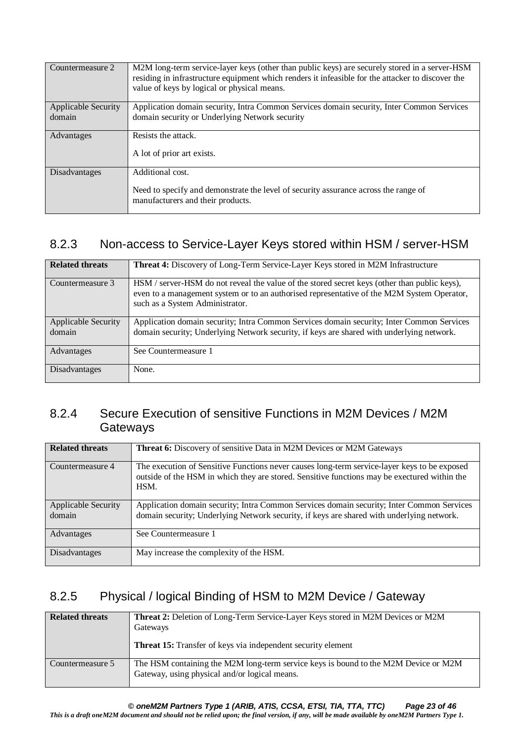| | |
|---|---|
| Countermeasure 2 | M2M long-term service-layer keys (other than public keys) are securely stored in a server-HSM residing in infrastructure equipment which renders it infeasible for the attacker to discover the value of keys by logical or physical means. |
| Applicable Security domain | Application domain security, Intra Common Services domain security, Inter Common Services domain security or Underlying Network security |
| Advantages | Resists the attack.<br><br>A lot of prior art exists. |
| Disadvantages | Additional cost.<br><br>Need to specify and demonstrate the level of security assurance across the range of manufacturers and their products. |

### 8.2.3 Non-access to Service-Layer Keys stored within HSM / server-HSM

| **Related threats** | **Threat 4:** Discovery of Long-Term Service-Layer Keys stored in M2M Infrastructure |
|---|---|
| Countermeasure 3 | HSM / server-HSM do not reveal the value of the stored secret keys (other than public keys), even to a management system or to an authorised representative of the M2M System Operator, such as a System Administrator. |
| Applicable Security domain | Application domain security; Intra Common Services domain security; Inter Common Services domain security; Underlying Network security, if keys are shared with underlying network. |
| Advantages | See Countermeasure 1 |
| Disadvantages | None. |

### 8.2.4 Secure Execution of sensitive Functions in M2M Devices / M2M Gateways

| **Related threats** | **Threat 6:** Discovery of sensitive Data in M2M Devices or M2M Gateways |
|---|---|
| Countermeasure 4 | The execution of Sensitive Functions never causes long-term service-layer keys to be exposed outside of the HSM in which they are stored. Sensitive functions may be exectured within the HSM. |
| Applicable Security domain | Application domain security; Intra Common Services domain security; Inter Common Services domain security; Underlying Network security, if keys are shared with underlying network. |
| Advantages | See Countermeasure 1 |
| Disadvantages | May increase the complexity of the HSM. |

### 8.2.5 Physical / logical Binding of HSM to M2M Device / Gateway

| **Related threats** | **Threat 2:** Deletion of Long-Term Service-Layer Keys stored in M2M Devices or M2M Gateways<br><br>**Threat 15:** Transfer of keys via independent security element |
|---|---|
| Countermeasure 5 | The HSM containing the M2M long-term service keys is bound to the M2M Device or M2M Gateway, using physical and/or logical means. |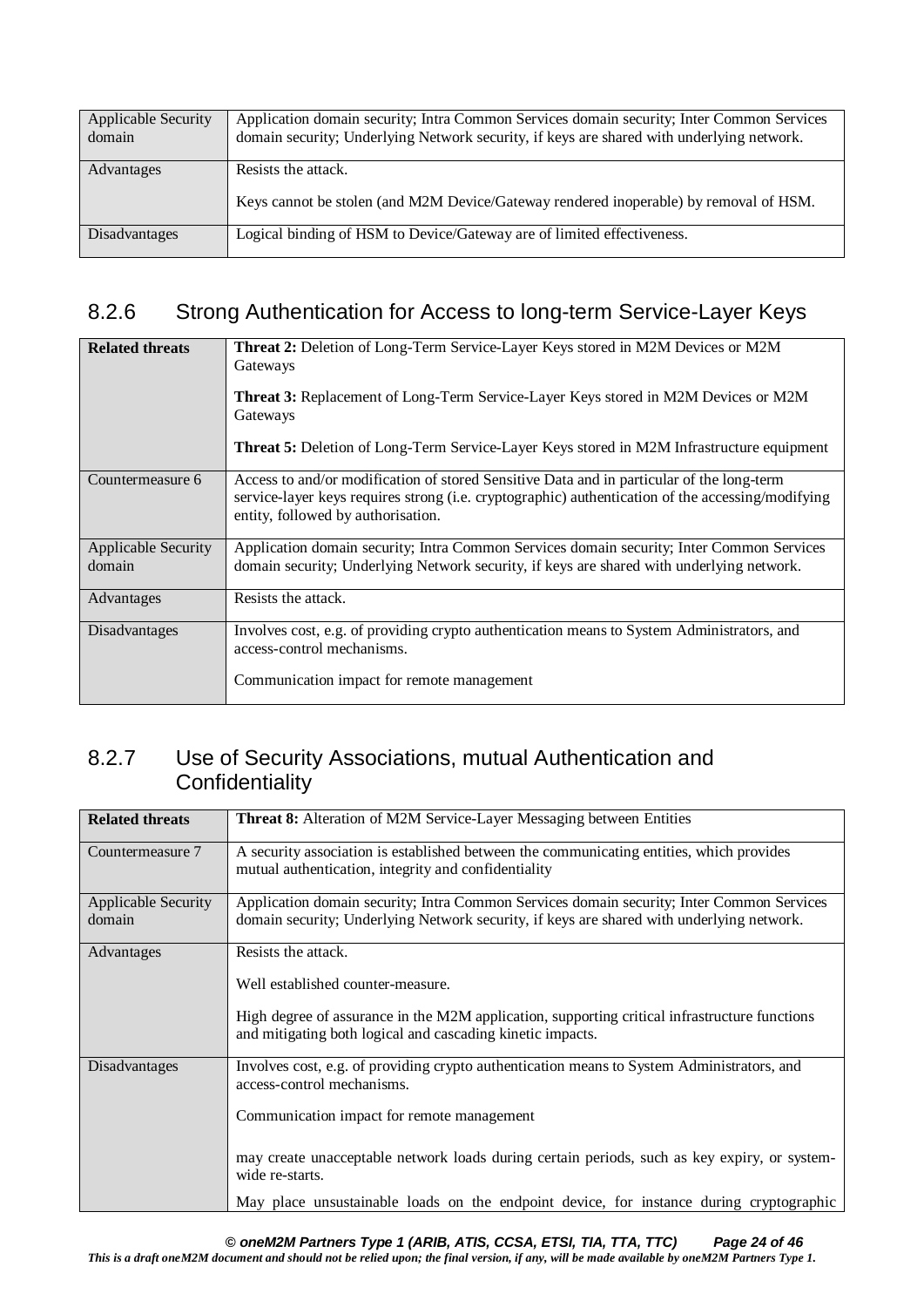| Applicable Security domain | Application domain security; Intra Common Services domain security; Inter Common Services domain security; Underlying Network security, if keys are shared with underlying network. |
|---|---|
| Advantages | Resists the attack.<br><br>Keys cannot be stolen (and M2M Device/Gateway rendered inoperable) by removal of HSM. |
| Disadvantages | Logical binding of HSM to Device/Gateway are of limited effectiveness. |

### 8.2.6 Strong Authentication for Access to long-term Service-Layer Keys

| **Related threats** | **Threat 2:** Deletion of Long-Term Service-Layer Keys stored in M2M Devices or M2M Gateways<br><br>**Threat 3:** Replacement of Long-Term Service-Layer Keys stored in M2M Devices or M2M Gateways<br><br>**Threat 5:** Deletion of Long-Term Service-Layer Keys stored in M2M Infrastructure equipment |
|---|---|
| Countermeasure 6 | Access to and/or modification of stored Sensitive Data and in particular of the long-term service-layer keys requires strong (i.e. cryptographic) authentication of the accessing/modifying entity, followed by authorisation. |
| Applicable Security domain | Application domain security; Intra Common Services domain security; Inter Common Services domain security; Underlying Network security, if keys are shared with underlying network. |
| Advantages | Resists the attack. |
| Disadvantages | Involves cost, e.g. of providing crypto authentication means to System Administrators, and access-control mechanisms.<br><br>Communication impact for remote management |

### 8.2.7 Use of Security Associations, mutual Authentication and Confidentiality

| **Related threats** | **Threat 8:** Alteration of M2M Service-Layer Messaging between Entities |
|---|---|
| Countermeasure 7 | A security association is established between the communicating entities, which provides mutual authentication, integrity and confidentiality |
| Applicable Security domain | Application domain security; Intra Common Services domain security; Inter Common Services domain security; Underlying Network security, if keys are shared with underlying network. |
| Advantages | Resists the attack.<br><br>Well established counter-measure.<br><br>High degree of assurance in the M2M application, supporting critical infrastructure functions and mitigating both logical and cascading kinetic impacts. |
| Disadvantages | Involves cost, e.g. of providing crypto authentication means to System Administrators, and access-control mechanisms.<br><br>Communication impact for remote management<br><br>may create unacceptable network loads during certain periods, such as key expiry, or system-wide re-starts.<br><br>May place unsustainable loads on the endpoint device, for instance during cryptographic |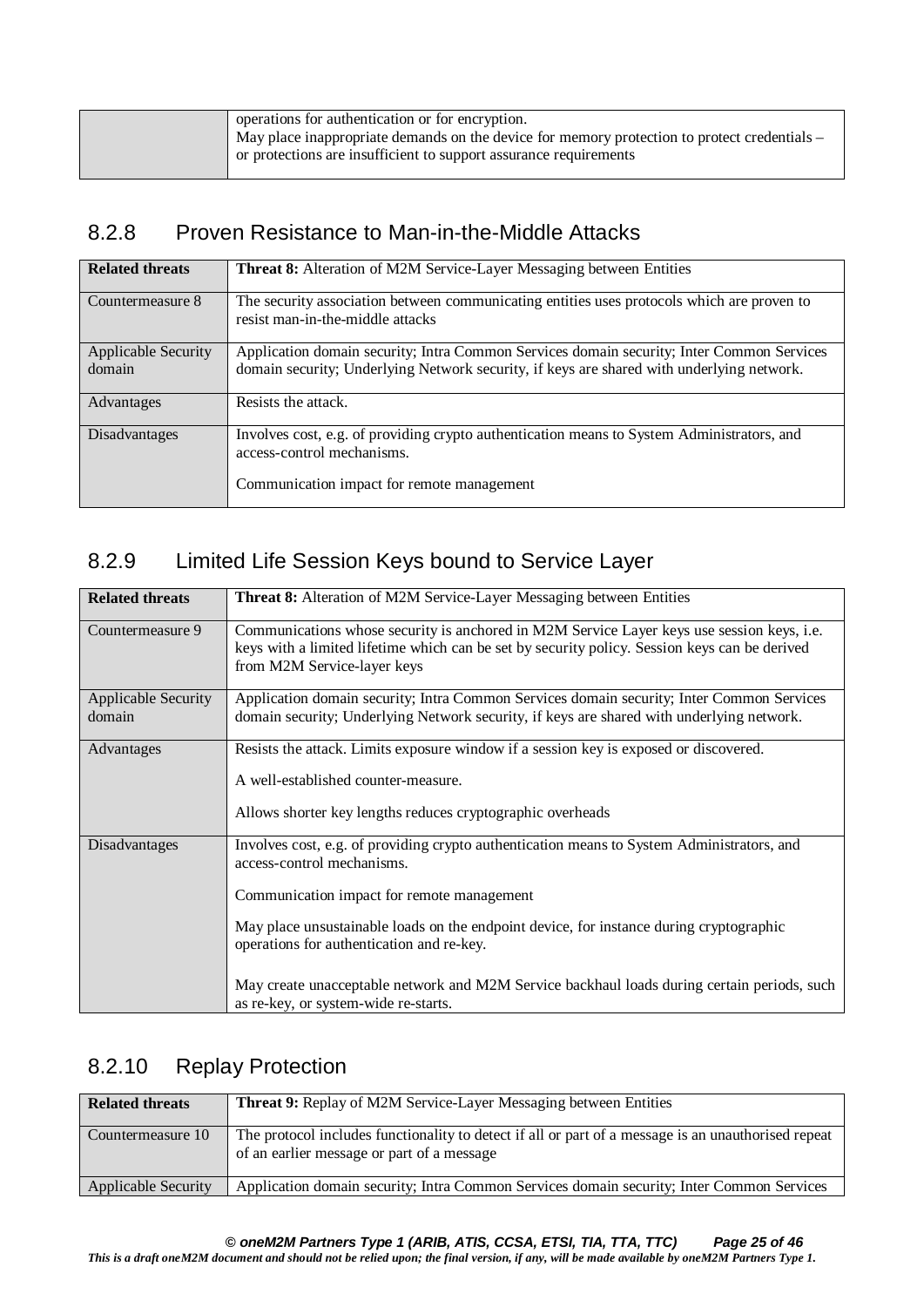| | operations for authentication or for encryption.<br>May place inappropriate demands on the device for memory protection to protect credentials – or protections are insufficient to support assurance requirements |
|---|---|

## 8.2.8 Proven Resistance to Man-in-the-Middle Attacks

| **Related threats** | **Threat 8:** Alteration of M2M Service-Layer Messaging between Entities |
|---|---|
| Countermeasure 8 | The security association between communicating entities uses protocols which are proven to resist man-in-the-middle attacks |
| Applicable Security domain | Application domain security; Intra Common Services domain security; Inter Common Services domain security; Underlying Network security, if keys are shared with underlying network. |
| Advantages | Resists the attack. |
| Disadvantages | Involves cost, e.g. of providing crypto authentication means to System Administrators, and access-control mechanisms.<br><br>Communication impact for remote management |

## 8.2.9 Limited Life Session Keys bound to Service Layer

| **Related threats** | **Threat 8:** Alteration of M2M Service-Layer Messaging between Entities |
|---|---|
| Countermeasure 9 | Communications whose security is anchored in M2M Service Layer keys use session keys, i.e. keys with a limited lifetime which can be set by security policy. Session keys can be derived from M2M Service-layer keys |
| Applicable Security domain | Application domain security; Intra Common Services domain security; Inter Common Services domain security; Underlying Network security, if keys are shared with underlying network. |
| Advantages | Resists the attack. Limits exposure window if a session key is exposed or discovered.<br><br>A well-established counter-measure.<br><br>Allows shorter key lengths reduces cryptographic overheads |
| Disadvantages | Involves cost, e.g. of providing crypto authentication means to System Administrators, and access-control mechanisms.<br><br>Communication impact for remote management<br><br>May place unsustainable loads on the endpoint device, for instance during cryptographic operations for authentication and re-key.<br><br>May create unacceptable network and M2M Service backhaul loads during certain periods, such as re-key, or system-wide re-starts. |

## 8.2.10 Replay Protection

| **Related threats** | **Threat 9:** Replay of M2M Service-Layer Messaging between Entities |
|---|---|
| Countermeasure 10 | The protocol includes functionality to detect if all or part of a message is an unauthorised repeat of an earlier message or part of a message |
| Applicable Security | Application domain security; Intra Common Services domain security; Inter Common Services |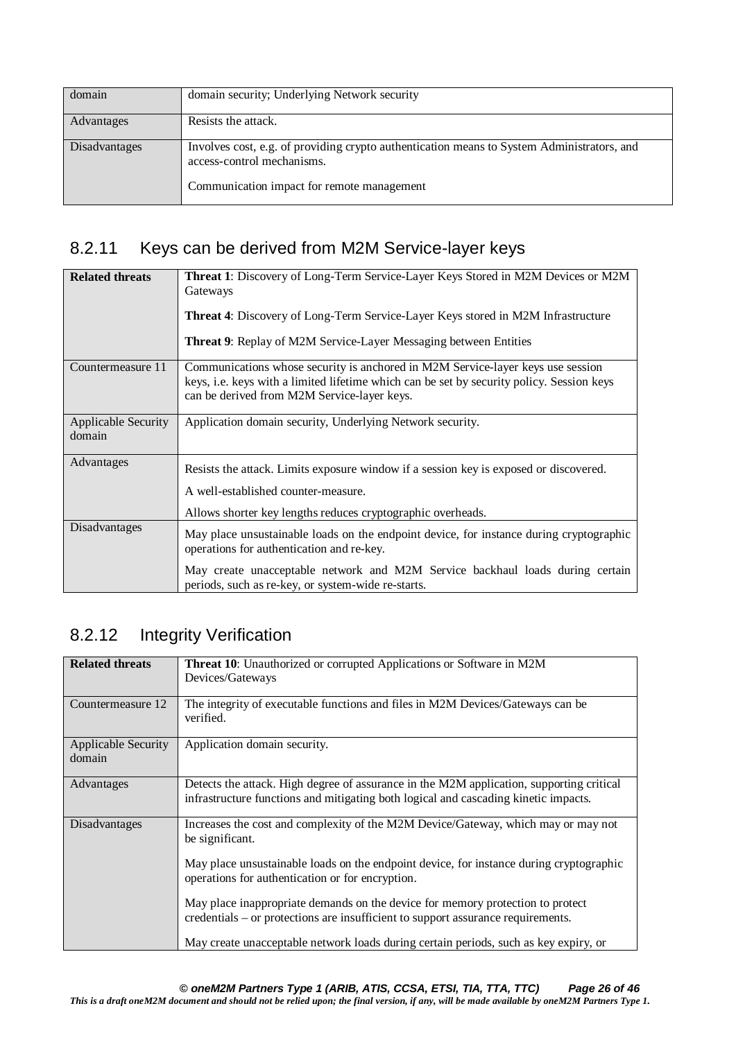| | |
|---|---|
| domain | domain security; Underlying Network security |
| Advantages | Resists the attack. |
| Disadvantages | Involves cost, e.g. of providing crypto authentication means to System Administrators, and access-control mechanisms.<br><br>Communication impact for remote management |

### 8.2.11 Keys can be derived from M2M Service-layer keys

| **Related threats** | **Threat 1**: Discovery of Long-Term Service-Layer Keys Stored in M2M Devices or M2M Gateways<br><br>**Threat 4**: Discovery of Long-Term Service-Layer Keys stored in M2M Infrastructure<br><br>**Threat 9**: Replay of M2M Service-Layer Messaging between Entities |
|---|---|
| Countermeasure 11 | Communications whose security is anchored in M2M Service-layer keys use session keys, i.e. keys with a limited lifetime which can be set by security policy. Session keys can be derived from M2M Service-layer keys. |
| Applicable Security domain | Application domain security, Underlying Network security. |
| Advantages | Resists the attack. Limits exposure window if a session key is exposed or discovered.<br><br>A well-established counter-measure.<br><br>Allows shorter key lengths reduces cryptographic overheads. |
| Disadvantages | May place unsustainable loads on the endpoint device, for instance during cryptographic operations for authentication and re-key.<br><br>May create unacceptable network and M2M Service backhaul loads during certain periods, such as re-key, or system-wide re-starts. |

### 8.2.12 Integrity Verification

| **Related threats** | **Threat 10**: Unauthorized or corrupted Applications or Software in M2M Devices/Gateways |
|---|---|
| Countermeasure 12 | The integrity of executable functions and files in M2M Devices/Gateways can be verified. |
| Applicable Security domain | Application domain security. |
| Advantages | Detects the attack. High degree of assurance in the M2M application, supporting critical infrastructure functions and mitigating both logical and cascading kinetic impacts. |
| Disadvantages | Increases the cost and complexity of the M2M Device/Gateway, which may or may not be significant.<br><br>May place unsustainable loads on the endpoint device, for instance during cryptographic operations for authentication or for encryption.<br><br>May place inappropriate demands on the device for memory protection to protect credentials – or protections are insufficient to support assurance requirements.<br><br>May create unacceptable network loads during certain periods, such as key expiry, or |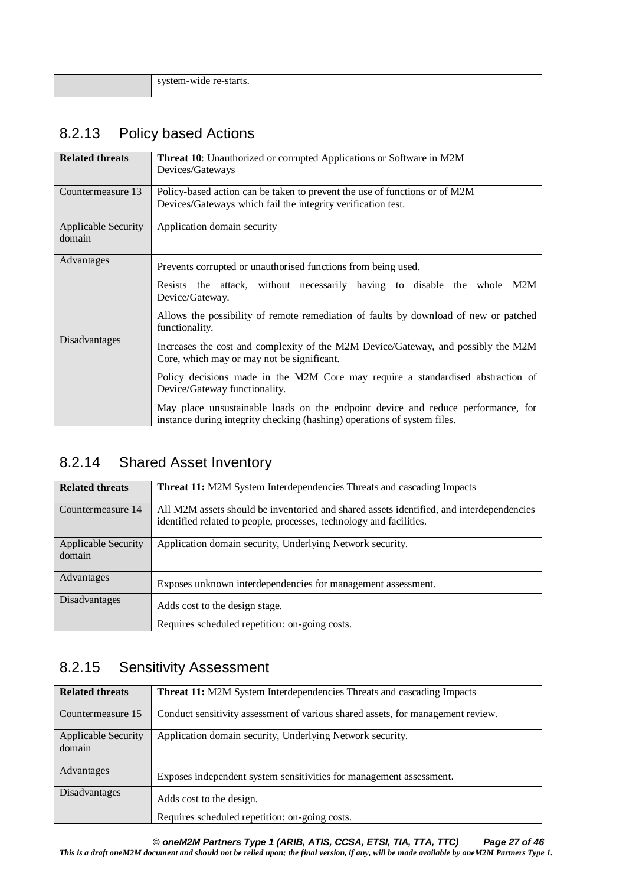| | system-wide re-starts. |
|---|---|

### 8.2.13 Policy based Actions

| **Related threats** | **Threat 10**: Unauthorized or corrupted Applications or Software in M2M Devices/Gateways |
|---|---|
| Countermeasure 13 | Policy-based action can be taken to prevent the use of functions or of M2M Devices/Gateways which fail the integrity verification test. |
| Applicable Security domain | Application domain security |
| Advantages | Prevents corrupted or unauthorised functions from being used.<br><br>Resists the attack, without necessarily having to disable the whole M2M Device/Gateway.<br><br>Allows the possibility of remote remediation of faults by download of new or patched functionality. |
| Disadvantages | Increases the cost and complexity of the M2M Device/Gateway, and possibly the M2M Core, which may or may not be significant.<br><br>Policy decisions made in the M2M Core may require a standardised abstraction of Device/Gateway functionality.<br><br>May place unsustainable loads on the endpoint device and reduce performance, for instance during integrity checking (hashing) operations of system files. |

### 8.2.14 Shared Asset Inventory

| **Related threats** | **Threat 11:** M2M System Interdependencies Threats and cascading Impacts |
|---|---|
| Countermeasure 14 | All M2M assets should be inventoried and shared assets identified, and interdependencies identified related to people, processes, technology and facilities. |
| Applicable Security domain | Application domain security, Underlying Network security. |
| Advantages | Exposes unknown interdependencies for management assessment. |
| Disadvantages | Adds cost to the design stage.<br><br>Requires scheduled repetition: on-going costs. |

### 8.2.15 Sensitivity Assessment

| **Related threats** | **Threat 11:** M2M System Interdependencies Threats and cascading Impacts |
|---|---|
| Countermeasure 15 | Conduct sensitivity assessment of various shared assets, for management review. |
| Applicable Security domain | Application domain security, Underlying Network security. |
| Advantages | Exposes independent system sensitivities for management assessment. |
| Disadvantages | Adds cost to the design.<br><br>Requires scheduled repetition: on-going costs. |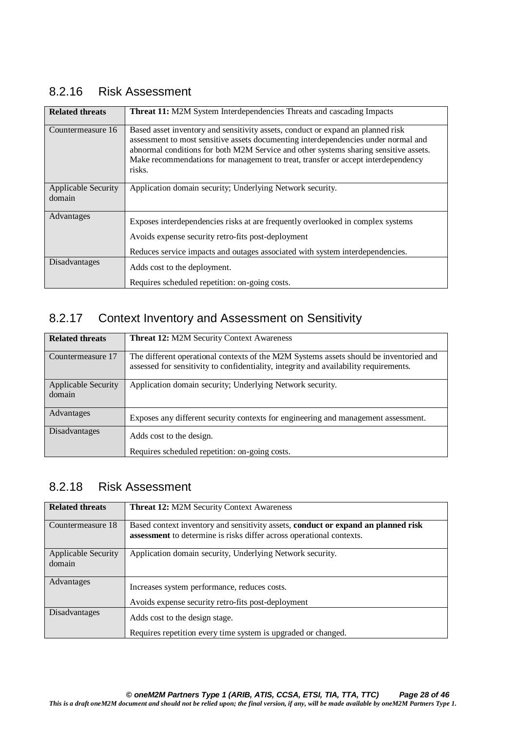### 8.2.16 Risk Assessment

| **Related threats** | **Threat 11:** M2M System Interdependencies Threats and cascading Impacts |
|---|---|
| Countermeasure 16 | Based asset inventory and sensitivity assets, conduct or expand an planned risk assessment to most sensitive assets documenting interdependencies under normal and abnormal conditions for both M2M Service and other systems sharing sensitive assets. Make recommendations for management to treat, transfer or accept interdependency risks. |
| Applicable Security domain | Application domain security; Underlying Network security. |
| Advantages | Exposes interdependencies risks at are frequently overlooked in complex systems<br><br>Avoids expense security retro-fits post-deployment<br><br>Reduces service impacts and outages associated with system interdependencies. |
| Disadvantages | Adds cost to the deployment.<br><br>Requires scheduled repetition: on-going costs. |

### 8.2.17 Context Inventory and Assessment on Sensitivity

| **Related threats** | **Threat 12:** M2M Security Context Awareness |
|---|---|
| Countermeasure 17 | The different operational contexts of the M2M Systems assets should be inventoried and assessed for sensitivity to confidentiality, integrity and availability requirements. |
| Applicable Security domain | Application domain security; Underlying Network security. |
| Advantages | Exposes any different security contexts for engineering and management assessment. |
| Disadvantages | Adds cost to the design.<br><br>Requires scheduled repetition: on-going costs. |

### 8.2.18 Risk Assessment

| **Related threats** | **Threat 12:** M2M Security Context Awareness |
|---|---|
| Countermeasure 18 | Based context inventory and sensitivity assets, **conduct or expand an planned risk assessment** to determine is risks differ across operational contexts. |
| Applicable Security domain | Application domain security, Underlying Network security. |
| Advantages | Increases system performance, reduces costs.<br><br>Avoids expense security retro-fits post-deployment |
| Disadvantages | Adds cost to the design stage.<br><br>Requires repetition every time system is upgraded or changed. |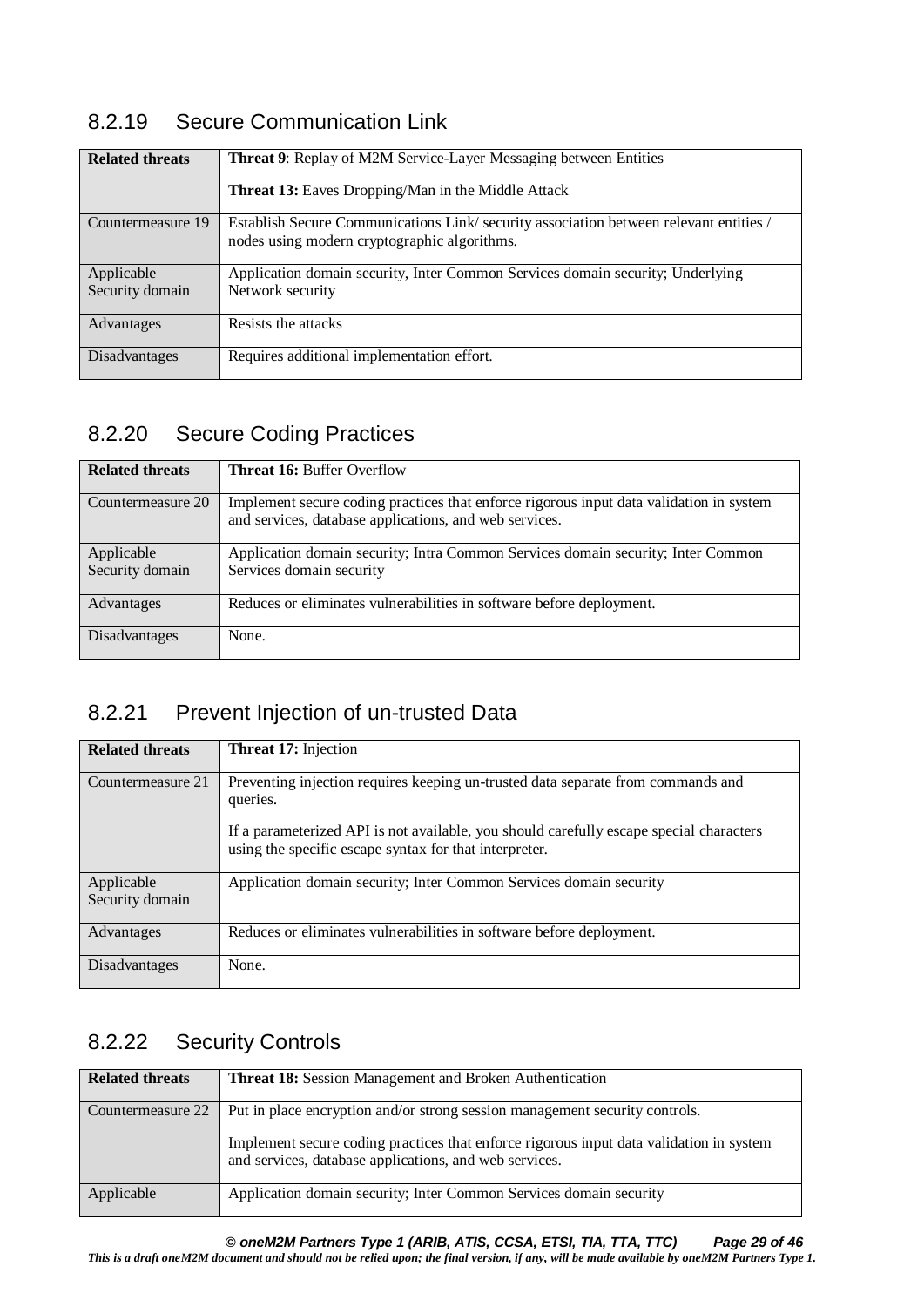### 8.2.19 Secure Communication Link

| **Related threats** | **Threat 9**: Replay of M2M Service-Layer Messaging between Entities<br><br>**Threat 13:** Eaves Dropping/Man in the Middle Attack |
|---|---|
| Countermeasure 19 | Establish Secure Communications Link/ security association between relevant entities / nodes using modern cryptographic algorithms. |
| Applicable Security domain | Application domain security, Inter Common Services domain security; Underlying Network security |
| Advantages | Resists the attacks |
| Disadvantages | Requires additional implementation effort. |

### 8.2.20 Secure Coding Practices

| **Related threats** | **Threat 16:** Buffer Overflow |
|---|---|
| Countermeasure 20 | Implement secure coding practices that enforce rigorous input data validation in system and services, database applications, and web services. |
| Applicable Security domain | Application domain security; Intra Common Services domain security; Inter Common Services domain security |
| Advantages | Reduces or eliminates vulnerabilities in software before deployment. |
| Disadvantages | None. |

### 8.2.21 Prevent Injection of un-trusted Data

| **Related threats** | **Threat 17:** Injection |
|---|---|
| Countermeasure 21 | Preventing injection requires keeping un-trusted data separate from commands and queries.<br><br>If a parameterized API is not available, you should carefully escape special characters using the specific escape syntax for that interpreter. |
| Applicable Security domain | Application domain security; Inter Common Services domain security |
| Advantages | Reduces or eliminates vulnerabilities in software before deployment. |
| Disadvantages | None. |

### 8.2.22 Security Controls

| **Related threats** | **Threat 18:** Session Management and Broken Authentication |
|---|---|
| Countermeasure 22 | Put in place encryption and/or strong session management security controls.<br><br>Implement secure coding practices that enforce rigorous input data validation in system and services, database applications, and web services. |
| Applicable | Application domain security; Inter Common Services domain security |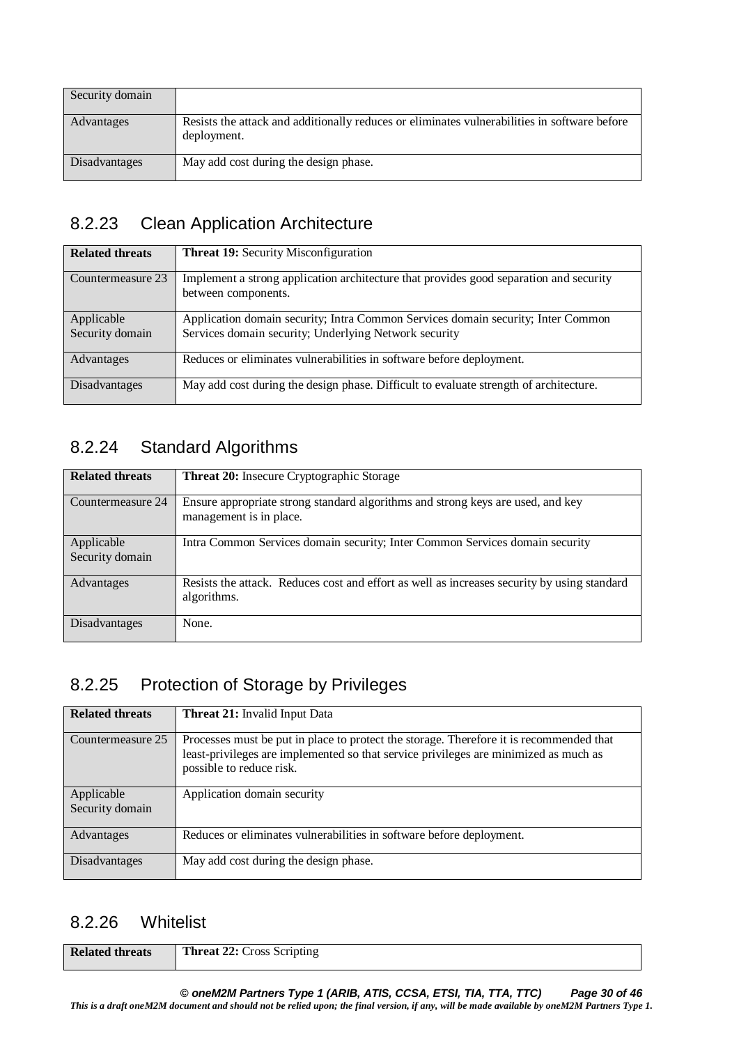| Security domain | |
|---|---|
| Advantages | Resists the attack and additionally reduces or eliminates vulnerabilities in software before deployment. |
| Disadvantages | May add cost during the design phase. |

### 8.2.23 Clean Application Architecture

| **Related threats** | **Threat 19:** Security Misconfiguration |
|---|---|
| Countermeasure 23 | Implement a strong application architecture that provides good separation and security between components. |
| Applicable Security domain | Application domain security; Intra Common Services domain security; Inter Common Services domain security; Underlying Network security |
| Advantages | Reduces or eliminates vulnerabilities in software before deployment. |
| Disadvantages | May add cost during the design phase. Difficult to evaluate strength of architecture. |

### 8.2.24 Standard Algorithms

| **Related threats** | **Threat 20:** Insecure Cryptographic Storage |
|---|---|
| Countermeasure 24 | Ensure appropriate strong standard algorithms and strong keys are used, and key management is in place. |
| Applicable Security domain | Intra Common Services domain security; Inter Common Services domain security |
| Advantages | Resists the attack. Reduces cost and effort as well as increases security by using standard algorithms. |
| Disadvantages | None. |

### 8.2.25 Protection of Storage by Privileges

| **Related threats** | **Threat 21:** Invalid Input Data |
|---|---|
| Countermeasure 25 | Processes must be put in place to protect the storage. Therefore it is recommended that least-privileges are implemented so that service privileges are minimized as much as possible to reduce risk. |
| Applicable Security domain | Application domain security |
| Advantages | Reduces or eliminates vulnerabilities in software before deployment. |
| Disadvantages | May add cost during the design phase. |

### 8.2.26 Whitelist

| **Related threats** | **Threat 22:** Cross Scripting |
|---|---|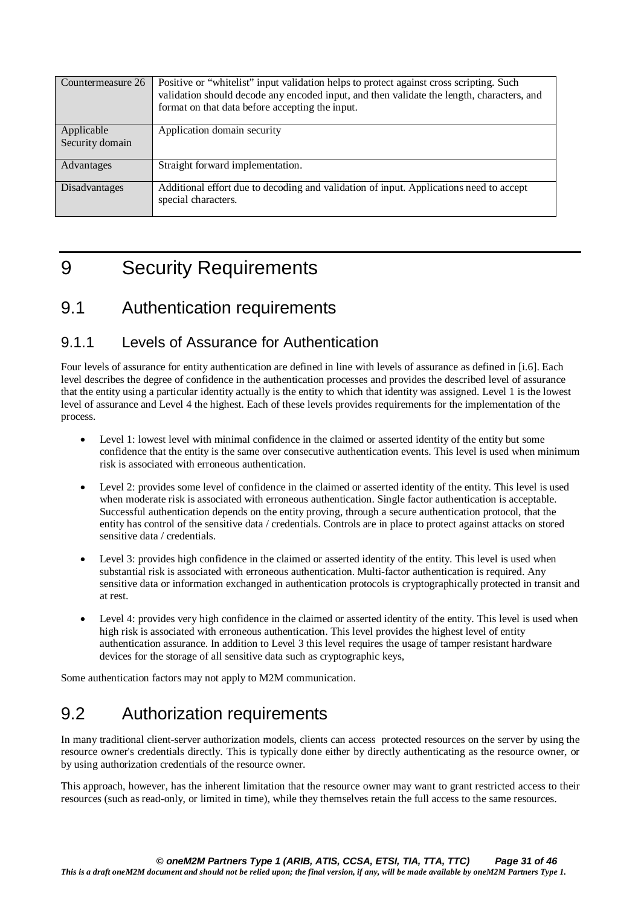| Countermeasure 26 | Positive or “whitelist” input validation helps to protect against cross scripting. Such validation should decode any encoded input, and then validate the length, characters, and format on that data before accepting the input. |
| --- | --- |
| Applicable Security domain | Application domain security |
| Advantages | Straight forward implementation. |
| Disadvantages | Additional effort due to decoding and validation of input. Applications need to accept special characters. |

# 9 Security Requirements

## 9.1 Authentication requirements

### 9.1.1 Levels of Assurance for Authentication

Four levels of assurance for entity authentication are defined in line with levels of assurance as defined in [i.6]. Each level describes the degree of confidence in the authentication processes and provides the described level of assurance that the entity using a particular identity actually is the entity to which that identity was assigned. Level 1 is the lowest level of assurance and Level 4 the highest. Each of these levels provides requirements for the implementation of the process.

- Level 1: lowest level with minimal confidence in the claimed or asserted identity of the entity but some confidence that the entity is the same over consecutive authentication events. This level is used when minimum risk is associated with erroneous authentication.
- Level 2: provides some level of confidence in the claimed or asserted identity of the entity. This level is used when moderate risk is associated with erroneous authentication. Single factor authentication is acceptable. Successful authentication depends on the entity proving, through a secure authentication protocol, that the entity has control of the sensitive data / credentials. Controls are in place to protect against attacks on stored sensitive data / credentials.
- Level 3: provides high confidence in the claimed or asserted identity of the entity. This level is used when substantial risk is associated with erroneous authentication. Multi-factor authentication is required. Any sensitive data or information exchanged in authentication protocols is cryptographically protected in transit and at rest.
- Level 4: provides very high confidence in the claimed or asserted identity of the entity. This level is used when high risk is associated with erroneous authentication. This level provides the highest level of entity authentication assurance. In addition to Level 3 this level requires the usage of tamper resistant hardware devices for the storage of all sensitive data such as cryptographic keys,

Some authentication factors may not apply to M2M communication.

## 9.2 Authorization requirements

In many traditional client-server authorization models, clients can access protected resources on the server by using the resource owner's credentials directly. This is typically done either by directly authenticating as the resource owner, or by using authorization credentials of the resource owner.

This approach, however, has the inherent limitation that the resource owner may want to grant restricted access to their resources (such as read-only, or limited in time), while they themselves retain the full access to the same resources.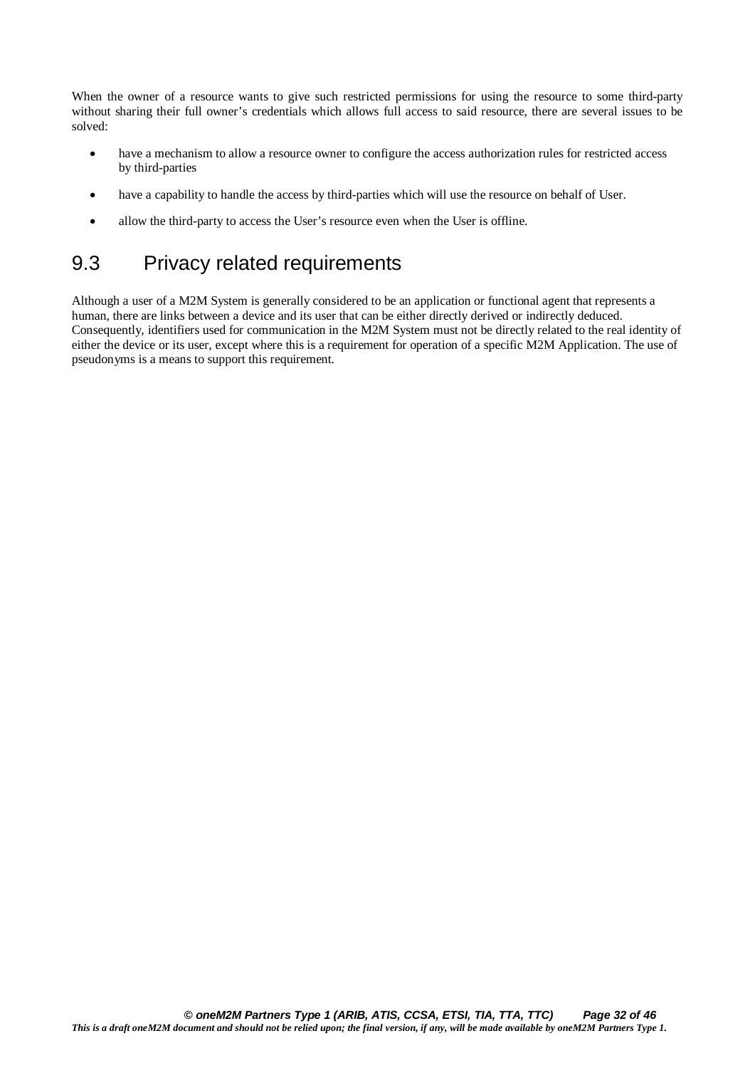When the owner of a resource wants to give such restricted permissions for using the resource to some third-party without sharing their full owner's credentials which allows full access to said resource, there are several issues to be solved:

- have a mechanism to allow a resource owner to configure the access authorization rules for restricted access by third-parties
- have a capability to handle the access by third-parties which will use the resource on behalf of User.
- allow the third-party to access the User's resource even when the User is offline.

## 9.3 Privacy related requirements

Although a user of a M2M System is generally considered to be an application or functional agent that represents a human, there are links between a device and its user that can be either directly derived or indirectly deduced. Consequently, identifiers used for communication in the M2M System must not be directly related to the real identity of either the device or its user, except where this is a requirement for operation of a specific M2M Application. The use of pseudonyms is a means to support this requirement.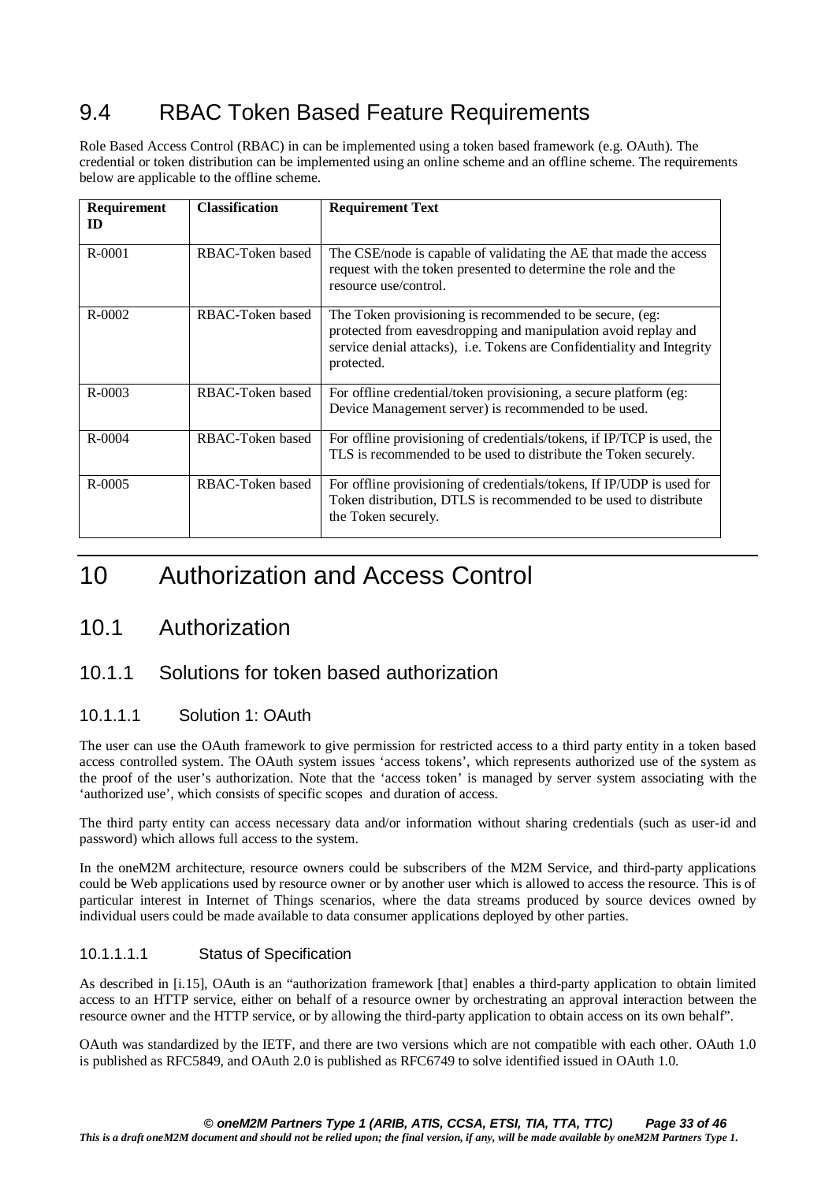## 9.4 RBAC Token Based Feature Requirements

Role Based Access Control (RBAC) in can be implemented using a token based framework (e.g. OAuth). The credential or token distribution can be implemented using an online scheme and an offline scheme. The requirements below are applicable to the offline scheme.

| Requirement ID | Classification | Requirement Text |
|---|---|---|
| R-0001 | RBAC-Token based | The CSE/node is capable of validating the AE that made the access request with the token presented to determine the role and the resource use/control. |
| R-0002 | RBAC-Token based | The Token provisioning is recommended to be secure, (eg: protected from eavesdropping and manipulation avoid replay and service denial attacks), i.e. Tokens are Confidentiality and Integrity protected. |
| R-0003 | RBAC-Token based | For offline credential/token provisioning, a secure platform (eg: Device Management server) is recommended to be used. |
| R-0004 | RBAC-Token based | For offline provisioning of credentials/tokens, if IP/TCP is used, the TLS is recommended to be used to distribute the Token securely. |
| R-0005 | RBAC-Token based | For offline provisioning of credentials/tokens, If IP/UDP is used for Token distribution, DTLS is recommended to be used to distribute the Token securely. |

# 10 Authorization and Access Control

## 10.1 Authorization

### 10.1.1 Solutions for token based authorization

#### 10.1.1.1 Solution 1: OAuth

The user can use the OAuth framework to give permission for restricted access to a third party entity in a token based access controlled system. The OAuth system issues 'access tokens', which represents authorized use of the system as the proof of the user's authorization. Note that the 'access token' is managed by server system associating with the 'authorized use', which consists of specific scopes and duration of access.

The third party entity can access necessary data and/or information without sharing credentials (such as user-id and password) which allows full access to the system.

In the oneM2M architecture, resource owners could be subscribers of the M2M Service, and third-party applications could be Web applications used by resource owner or by another user which is allowed to access the resource. This is of particular interest in Internet of Things scenarios, where the data streams produced by source devices owned by individual users could be made available to data consumer applications deployed by other parties.

##### 10.1.1.1.1 Status of Specification

As described in [i.15], OAuth is an "authorization framework [that] enables a third-party application to obtain limited access to an HTTP service, either on behalf of a resource owner by orchestrating an approval interaction between the resource owner and the HTTP service, or by allowing the third-party application to obtain access on its own behalf".

OAuth was standardized by the IETF, and there are two versions which are not compatible with each other. OAuth 1.0 is published as RFC5849, and OAuth 2.0 is published as RFC6749 to solve identified issued in OAuth 1.0.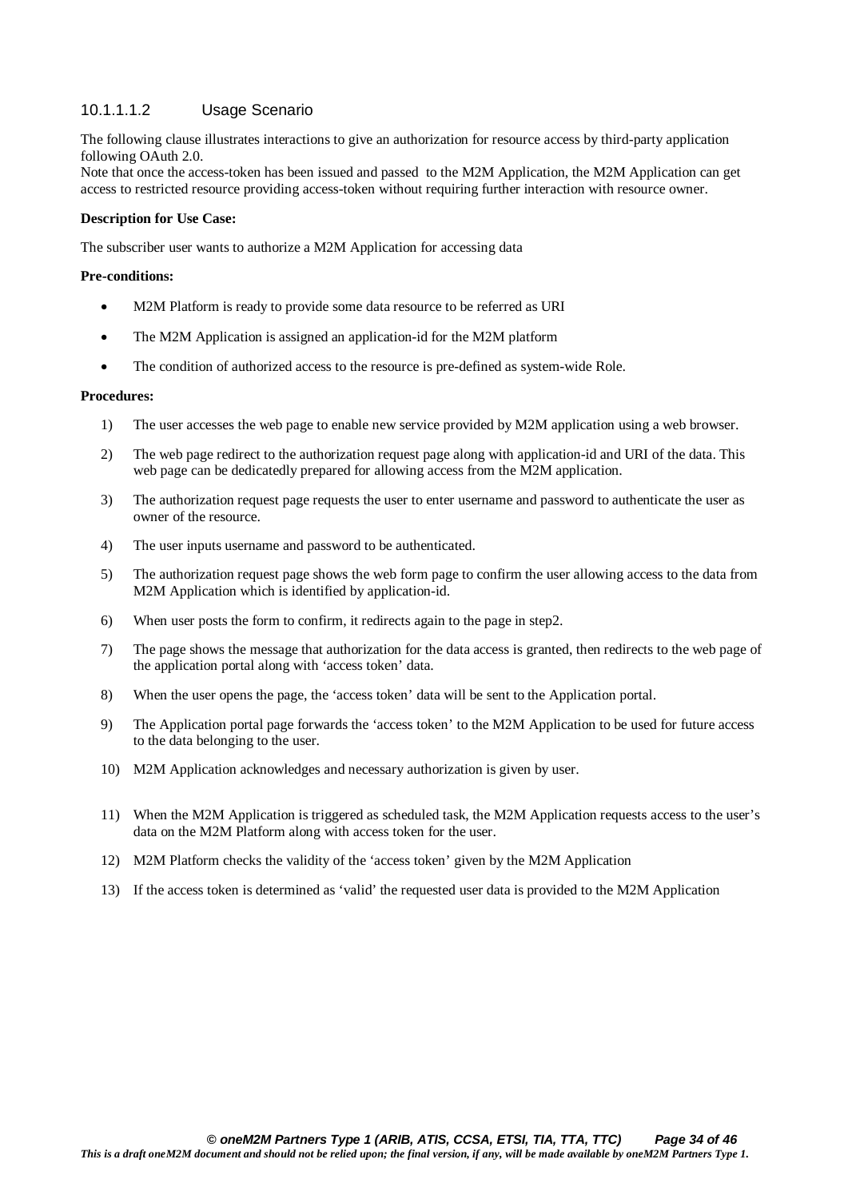#### 10.1.1.1.2 Usage Scenario

The following clause illustrates interactions to give an authorization for resource access by third-party application following OAuth 2.0.
Note that once the access-token has been issued and passed to the M2M Application, the M2M Application can get access to restricted resource providing access-token without requiring further interaction with resource owner.

**Description for Use Case:**

The subscriber user wants to authorize a M2M Application for accessing data

**Pre-conditions:**

- M2M Platform is ready to provide some data resource to be referred as URI
- The M2M Application is assigned an application-id for the M2M platform
- The condition of authorized access to the resource is pre-defined as system-wide Role.

**Procedures:**

1) The user accesses the web page to enable new service provided by M2M application using a web browser.
2) The web page redirect to the authorization request page along with application-id and URI of the data. This web page can be dedicatedly prepared for allowing access from the M2M application.
3) The authorization request page requests the user to enter username and password to authenticate the user as owner of the resource.
4) The user inputs username and password to be authenticated.
5) The authorization request page shows the web form page to confirm the user allowing access to the data from M2M Application which is identified by application-id.
6) When user posts the form to confirm, it redirects again to the page in step2.
7) The page shows the message that authorization for the data access is granted, then redirects to the web page of the application portal along with 'access token' data.
8) When the user opens the page, the 'access token' data will be sent to the Application portal.
9) The Application portal page forwards the 'access token' to the M2M Application to be used for future access to the data belonging to the user.
10) M2M Application acknowledges and necessary authorization is given by user.
11) When the M2M Application is triggered as scheduled task, the M2M Application requests access to the user's data on the M2M Platform along with access token for the user.
12) M2M Platform checks the validity of the 'access token' given by the M2M Application
13) If the access token is determined as 'valid' the requested user data is provided to the M2M Application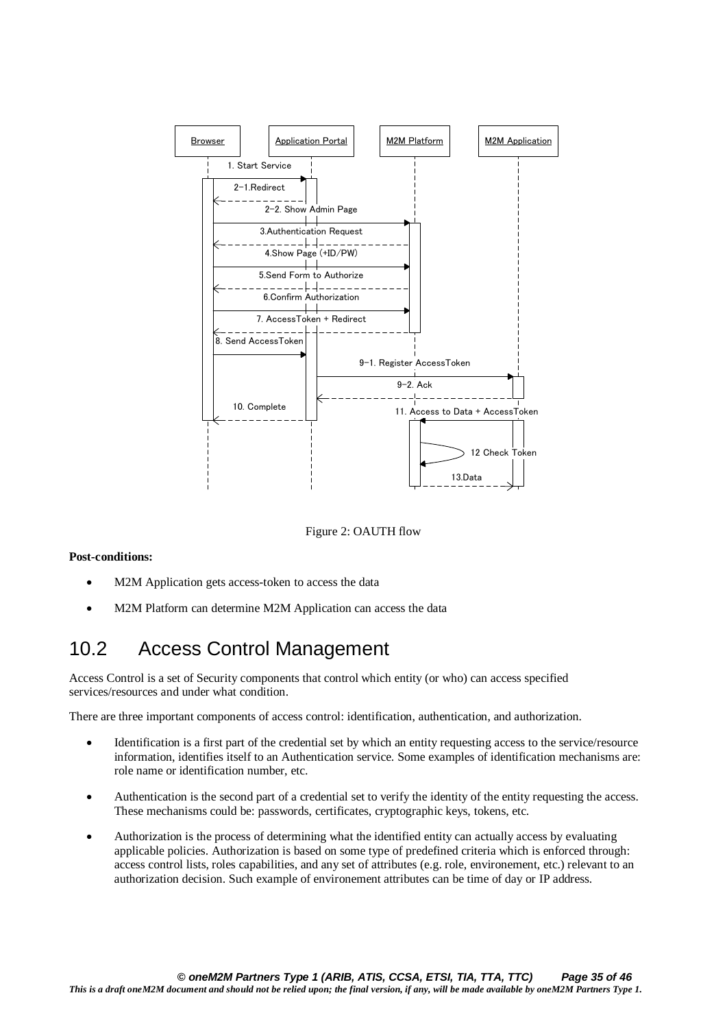Figure 2: OAUTH flow

**Post-conditions:**

- M2M Application gets access-token to access the data
- M2M Platform can determine M2M Application can access the data

## 10.2 Access Control Management

Access Control is a set of Security components that control which entity (or who) can access specified services/resources and under what condition.

There are three important components of access control: identification, authentication, and authorization.

- Identification is a first part of the credential set by which an entity requesting access to the service/resource information, identifies itself to an Authentication service. Some examples of identification mechanisms are: role name or identification number, etc.
- Authentication is the second part of a credential set to verify the identity of the entity requesting the access. These mechanisms could be: passwords, certificates, cryptographic keys, tokens, etc.
- Authorization is the process of determining what the identified entity can actually access by evaluating applicable policies. Authorization is based on some type of predefined criteria which is enforced through: access control lists, roles capabilities, and any set of attributes (e.g. role, environement, etc.) relevant to an authorization decision. Such example of environement attributes can be time of day or IP address.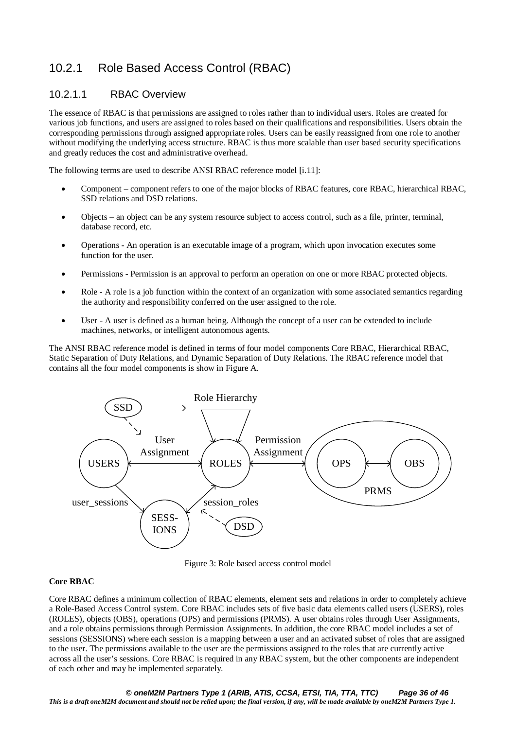## 10.2.1 Role Based Access Control (RBAC)

### 10.2.1.1 RBAC Overview

The essence of RBAC is that permissions are assigned to roles rather than to individual users. Roles are created for various job functions, and users are assigned to roles based on their qualifications and responsibilities. Users obtain the corresponding permissions through assigned appropriate roles. Users can be easily reassigned from one role to another without modifying the underlying access structure. RBAC is thus more scalable than user based security specifications and greatly reduces the cost and administrative overhead.

The following terms are used to describe ANSI RBAC reference model [i.11]:

- Component – component refers to one of the major blocks of RBAC features, core RBAC, hierarchical RBAC, SSD relations and DSD relations.
- Objects – an object can be any system resource subject to access control, such as a file, printer, terminal, database record, etc.
- Operations - An operation is an executable image of a program, which upon invocation executes some function for the user.
- Permissions - Permission is an approval to perform an operation on one or more RBAC protected objects.
- Role - A role is a job function within the context of an organization with some associated semantics regarding the authority and responsibility conferred on the user assigned to the role.
- User - A user is defined as a human being. Although the concept of a user can be extended to include machines, networks, or intelligent autonomous agents.

The ANSI RBAC reference model is defined in terms of four model components Core RBAC, Hierarchical RBAC, Static Separation of Duty Relations, and Dynamic Separation of Duty Relations. The RBAC reference model that contains all the four model components is show in Figure A.

Figure 3: Role based access control model

**Core RBAC**

Core RBAC defines a minimum collection of RBAC elements, element sets and relations in order to completely achieve a Role-Based Access Control system. Core RBAC includes sets of five basic data elements called users (USERS), roles (ROLES), objects (OBS), operations (OPS) and permissions (PRMS). A user obtains roles through User Assignments, and a role obtains permissions through Permission Assignments. In addition, the core RBAC model includes a set of sessions (SESSIONS) where each session is a mapping between a user and an activated subset of roles that are assigned to the user. The permissions available to the user are the permissions assigned to the roles that are currently active across all the user's sessions. Core RBAC is required in any RBAC system, but the other components are independent of each other and may be implemented separately.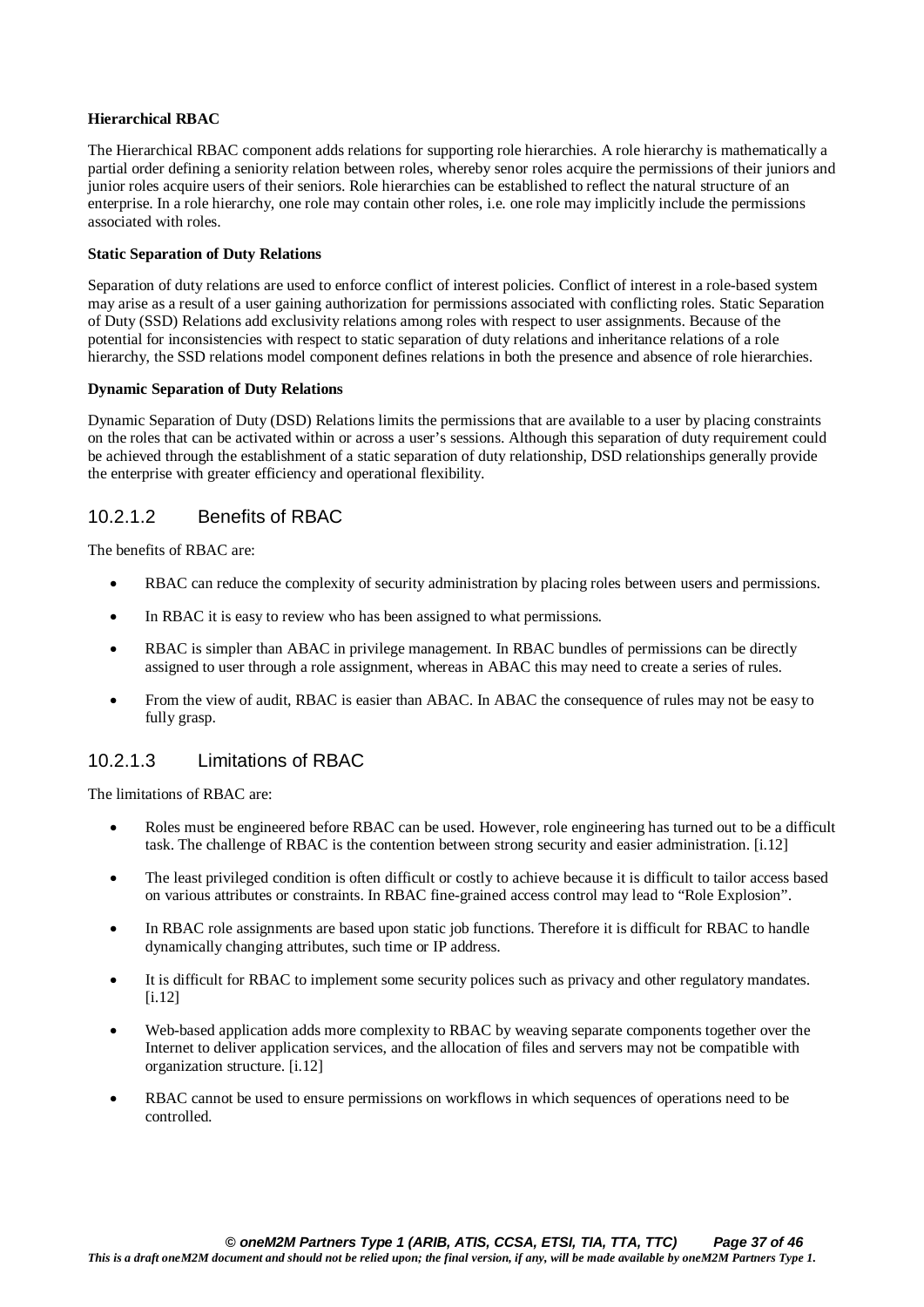**Hierarchical RBAC**

The Hierarchical RBAC component adds relations for supporting role hierarchies. A role hierarchy is mathematically a partial order defining a seniority relation between roles, whereby senor roles acquire the permissions of their juniors and junior roles acquire users of their seniors. Role hierarchies can be established to reflect the natural structure of an enterprise. In a role hierarchy, one role may contain other roles, i.e. one role may implicitly include the permissions associated with roles.

**Static Separation of Duty Relations**

Separation of duty relations are used to enforce conflict of interest policies. Conflict of interest in a role-based system may arise as a result of a user gaining authorization for permissions associated with conflicting roles. Static Separation of Duty (SSD) Relations add exclusivity relations among roles with respect to user assignments. Because of the potential for inconsistencies with respect to static separation of duty relations and inheritance relations of a role hierarchy, the SSD relations model component defines relations in both the presence and absence of role hierarchies.

**Dynamic Separation of Duty Relations**

Dynamic Separation of Duty (DSD) Relations limits the permissions that are available to a user by placing constraints on the roles that can be activated within or across a user's sessions. Although this separation of duty requirement could be achieved through the establishment of a static separation of duty relationship, DSD relationships generally provide the enterprise with greater efficiency and operational flexibility.

#### 10.2.1.2 Benefits of RBAC

The benefits of RBAC are:

- RBAC can reduce the complexity of security administration by placing roles between users and permissions.
- In RBAC it is easy to review who has been assigned to what permissions.
- RBAC is simpler than ABAC in privilege management. In RBAC bundles of permissions can be directly assigned to user through a role assignment, whereas in ABAC this may need to create a series of rules.
- From the view of audit, RBAC is easier than ABAC. In ABAC the consequence of rules may not be easy to fully grasp.

#### 10.2.1.3 Limitations of RBAC

The limitations of RBAC are:

- Roles must be engineered before RBAC can be used. However, role engineering has turned out to be a difficult task. The challenge of RBAC is the contention between strong security and easier administration. [i.12]
- The least privileged condition is often difficult or costly to achieve because it is difficult to tailor access based on various attributes or constraints. In RBAC fine-grained access control may lead to "Role Explosion".
- In RBAC role assignments are based upon static job functions. Therefore it is difficult for RBAC to handle dynamically changing attributes, such time or IP address.
- It is difficult for RBAC to implement some security polices such as privacy and other regulatory mandates. [i.12]
- Web-based application adds more complexity to RBAC by weaving separate components together over the Internet to deliver application services, and the allocation of files and servers may not be compatible with organization structure. [i.12]
- RBAC cannot be used to ensure permissions on workflows in which sequences of operations need to be controlled.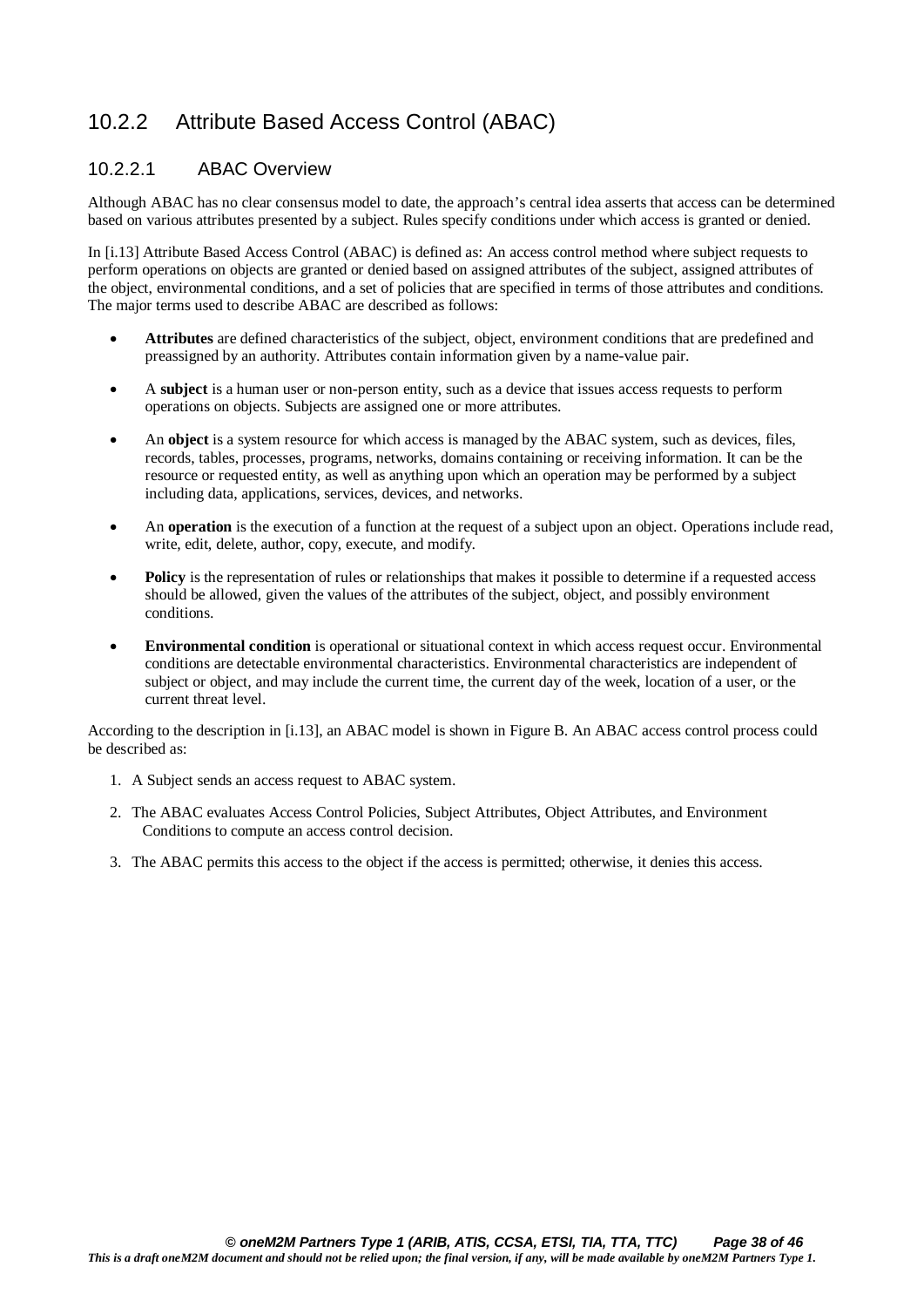## 10.2.2 Attribute Based Access Control (ABAC)

### 10.2.2.1 ABAC Overview

Although ABAC has no clear consensus model to date, the approach's central idea asserts that access can be determined based on various attributes presented by a subject. Rules specify conditions under which access is granted or denied.

In [i.13] Attribute Based Access Control (ABAC) is defined as: An access control method where subject requests to perform operations on objects are granted or denied based on assigned attributes of the subject, assigned attributes of the object, environmental conditions, and a set of policies that are specified in terms of those attributes and conditions. The major terms used to describe ABAC are described as follows:

- **Attributes** are defined characteristics of the subject, object, environment conditions that are predefined and preassigned by an authority. Attributes contain information given by a name-value pair.
- A **subject** is a human user or non-person entity, such as a device that issues access requests to perform operations on objects. Subjects are assigned one or more attributes.
- An **object** is a system resource for which access is managed by the ABAC system, such as devices, files, records, tables, processes, programs, networks, domains containing or receiving information. It can be the resource or requested entity, as well as anything upon which an operation may be performed by a subject including data, applications, services, devices, and networks.
- An **operation** is the execution of a function at the request of a subject upon an object. Operations include read, write, edit, delete, author, copy, execute, and modify.
- **Policy** is the representation of rules or relationships that makes it possible to determine if a requested access should be allowed, given the values of the attributes of the subject, object, and possibly environment conditions.
- **Environmental condition** is operational or situational context in which access request occur. Environmental conditions are detectable environmental characteristics. Environmental characteristics are independent of subject or object, and may include the current time, the current day of the week, location of a user, or the current threat level.

According to the description in [i.13], an ABAC model is shown in Figure B. An ABAC access control process could be described as:

1. A Subject sends an access request to ABAC system.
2. The ABAC evaluates Access Control Policies, Subject Attributes, Object Attributes, and Environment Conditions to compute an access control decision.
3. The ABAC permits this access to the object if the access is permitted; otherwise, it denies this access.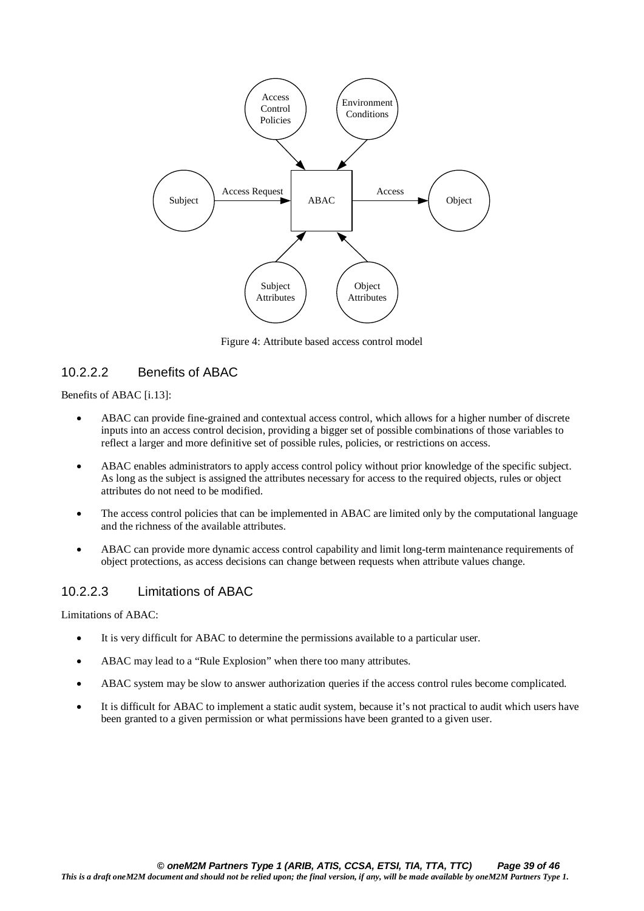Figure 4: Attribute based access control model

### 10.2.2.2 Benefits of ABAC

Benefits of ABAC [i.13]:

- ABAC can provide fine-grained and contextual access control, which allows for a higher number of discrete inputs into an access control decision, providing a bigger set of possible combinations of those variables to reflect a larger and more definitive set of possible rules, policies, or restrictions on access.
- ABAC enables administrators to apply access control policy without prior knowledge of the specific subject. As long as the subject is assigned the attributes necessary for access to the required objects, rules or object attributes do not need to be modified.
- The access control policies that can be implemented in ABAC are limited only by the computational language and the richness of the available attributes.
- ABAC can provide more dynamic access control capability and limit long-term maintenance requirements of object protections, as access decisions can change between requests when attribute values change.

### 10.2.2.3 Limitations of ABAC

Limitations of ABAC:

- It is very difficult for ABAC to determine the permissions available to a particular user.
- ABAC may lead to a "Rule Explosion" when there too many attributes.
- ABAC system may be slow to answer authorization queries if the access control rules become complicated.
- It is difficult for ABAC to implement a static audit system, because it's not practical to audit which users have been granted to a given permission or what permissions have been granted to a given user.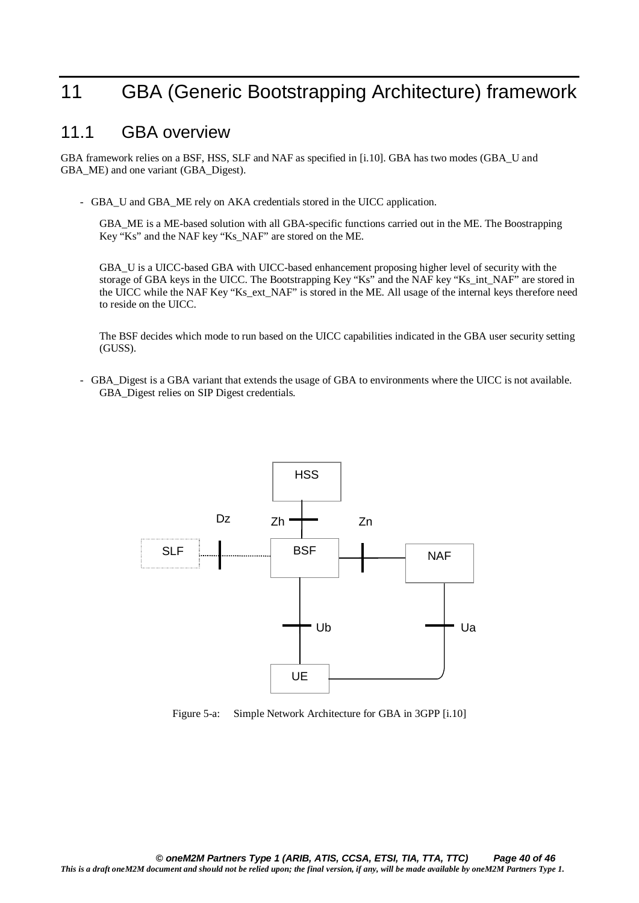# 11 GBA (Generic Bootstrapping Architecture) framework

## 11.1 GBA overview

GBA framework relies on a BSF, HSS, SLF and NAF as specified in [i.10]. GBA has two modes (GBA_U and GBA_ME) and one variant (GBA_Digest).

- GBA_U and GBA_ME rely on AKA credentials stored in the UICC application.

  GBA_ME is a ME-based solution with all GBA-specific functions carried out in the ME. The Boostrapping Key "Ks" and the NAF key "Ks_NAF" are stored on the ME.

  GBA_U is a UICC-based GBA with UICC-based enhancement proposing higher level of security with the storage of GBA keys in the UICC. The Bootstrapping Key "Ks" and the NAF key "Ks_int_NAF" are stored in the UICC while the NAF Key "Ks_ext_NAF" is stored in the ME. All usage of the internal keys therefore need to reside on the UICC.

  The BSF decides which mode to run based on the UICC capabilities indicated in the GBA user security setting (GUSS).

- GBA_Digest is a GBA variant that extends the usage of GBA to environments where the UICC is not available. GBA_Digest relies on SIP Digest credentials.

HSS

Dz Zh Zn

SLF BSF NAF

Ub Ua

UE

Figure 5-a: Simple Network Architecture for GBA in 3GPP [i.10]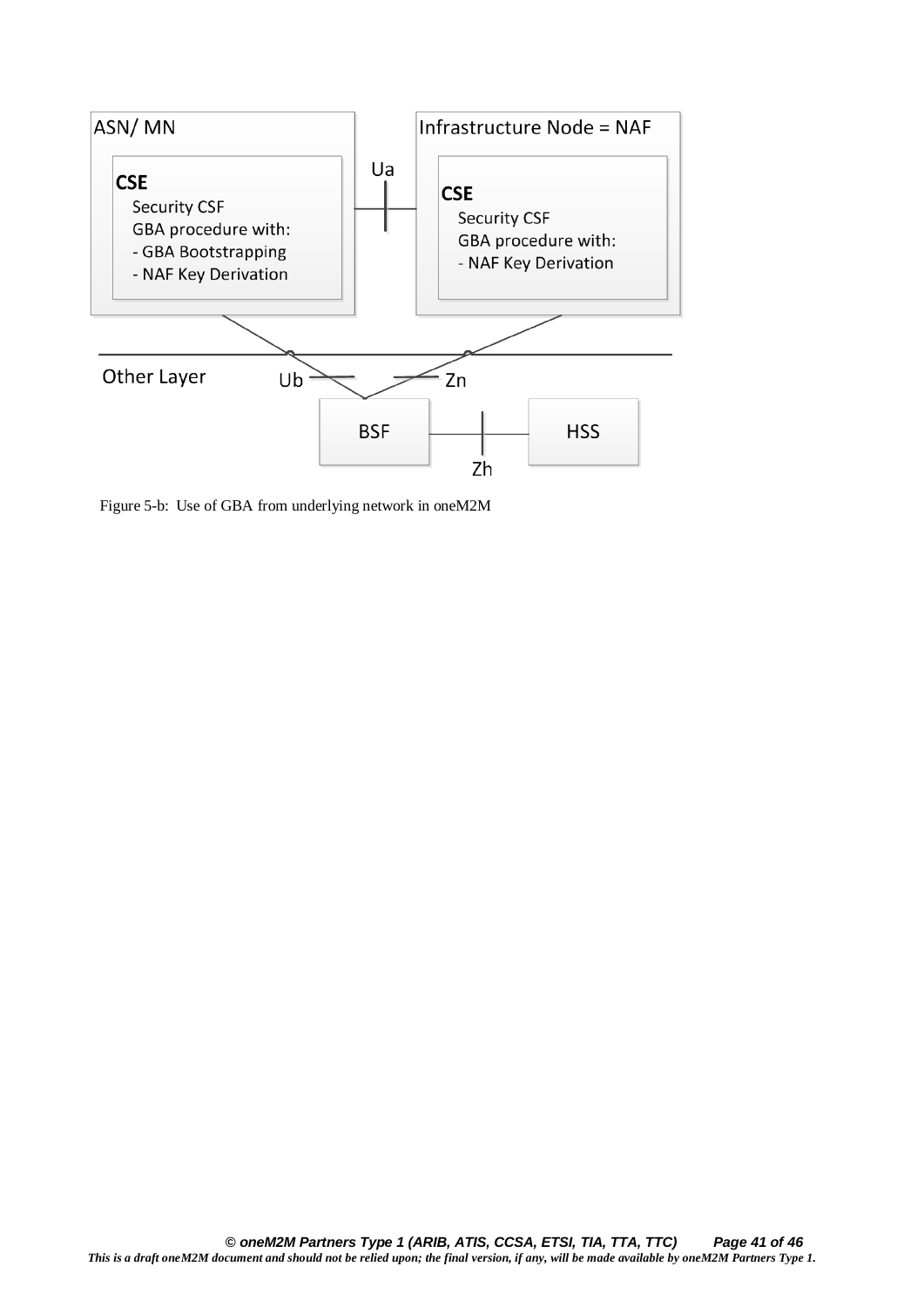Figure 5-b: Use of GBA from underlying network in oneM2M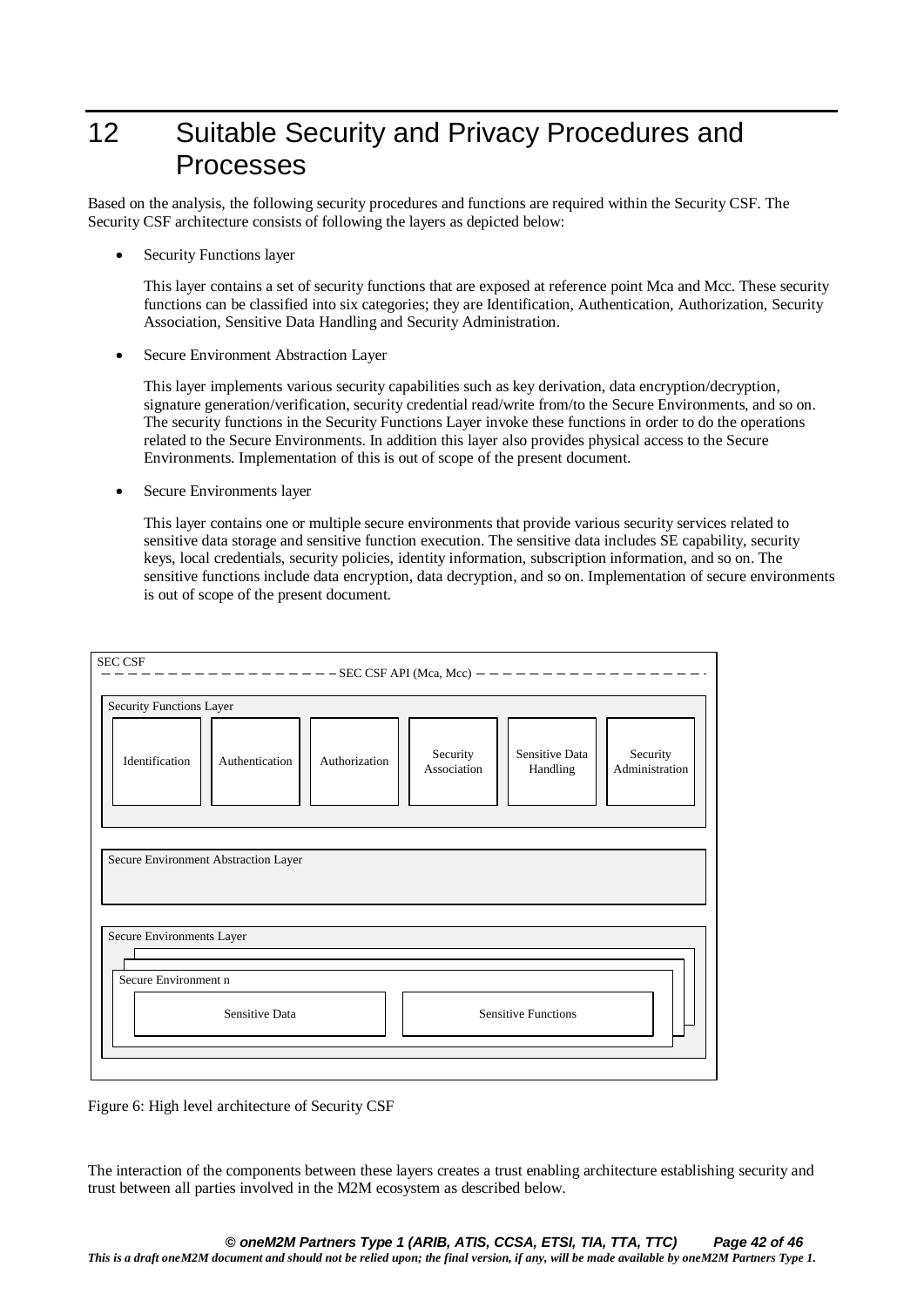# 12 Suitable Security and Privacy Procedures and Processes

Based on the analysis, the following security procedures and functions are required within the Security CSF. The Security CSF architecture consists of following the layers as depicted below:

- Security Functions layer

  This layer contains a set of security functions that are exposed at reference point Mca and Mcc. These security functions can be classified into six categories; they are Identification, Authentication, Authorization, Security Association, Sensitive Data Handling and Security Administration.

- Secure Environment Abstraction Layer

  This layer implements various security capabilities such as key derivation, data encryption/decryption, signature generation/verification, security credential read/write from/to the Secure Environments, and so on. The security functions in the Security Functions Layer invoke these functions in order to do the operations related to the Secure Environments. In addition this layer also provides physical access to the Secure Environments. Implementation of this is out of scope of the present document.

- Secure Environments layer

  This layer contains one or multiple secure environments that provide various security services related to sensitive data storage and sensitive function execution. The sensitive data includes SE capability, security keys, local credentials, security policies, identity information, subscription information, and so on. The sensitive functions include data encryption, data decryption, and so on. Implementation of secure environments is out of scope of the present document.

SEC CSF

SEC CSF API (Mca, Mcc)

Security Functions Layer

Identification | Authentication | Authorization | Security Association | Sensitive Data Handling | Security Administration

Secure Environment Abstraction Layer

Secure Environments Layer

Secure Environment n

Sensitive Data | Sensitive Functions

Figure 6: High level architecture of Security CSF

The interaction of the components between these layers creates a trust enabling architecture establishing security and trust between all parties involved in the M2M ecosystem as described below.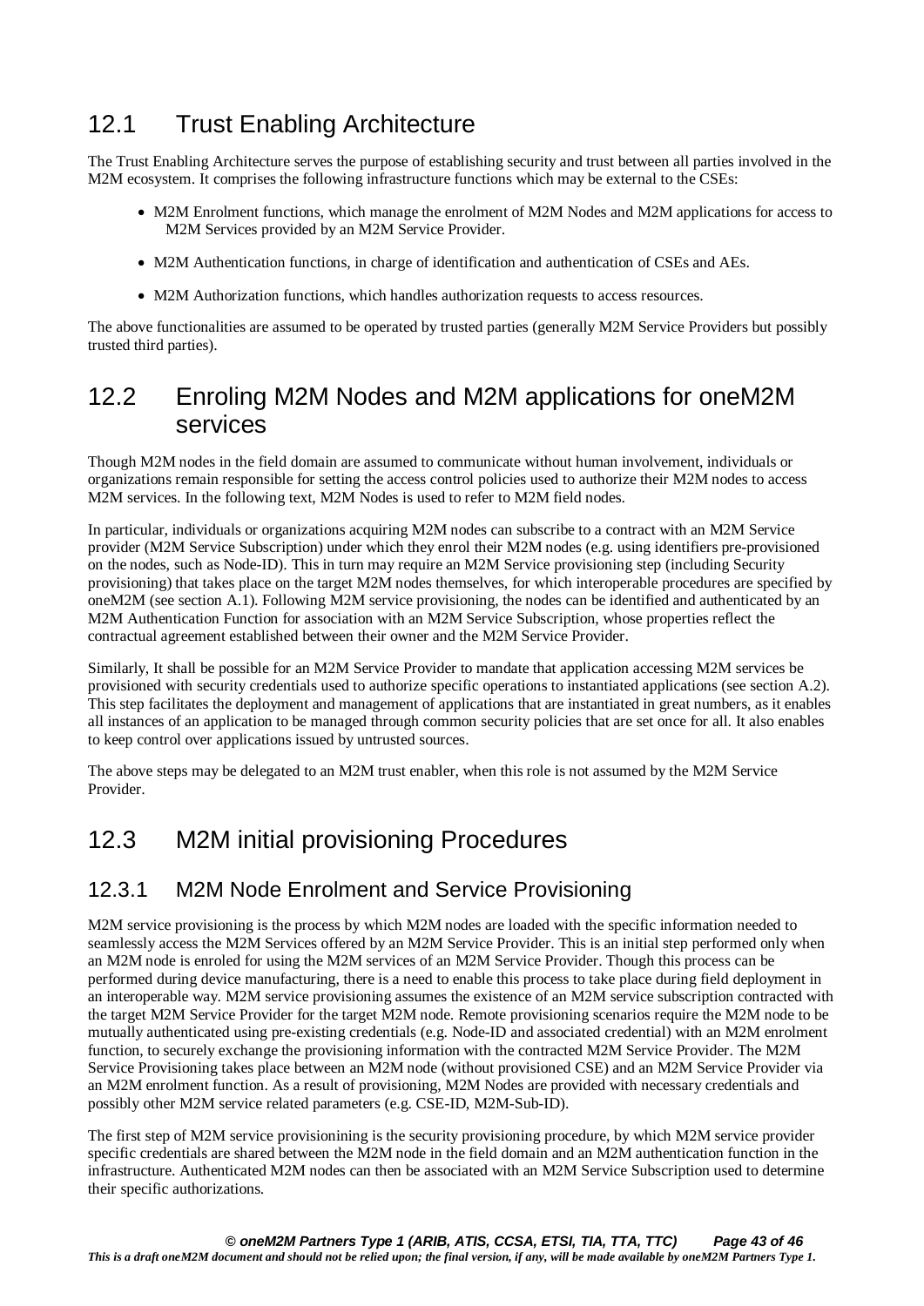## 12.1 Trust Enabling Architecture

The Trust Enabling Architecture serves the purpose of establishing security and trust between all parties involved in the M2M ecosystem. It comprises the following infrastructure functions which may be external to the CSEs:

- M2M Enrolment functions, which manage the enrolment of M2M Nodes and M2M applications for access to M2M Services provided by an M2M Service Provider.
- M2M Authentication functions, in charge of identification and authentication of CSEs and AEs.
- M2M Authorization functions, which handles authorization requests to access resources.

The above functionalities are assumed to be operated by trusted parties (generally M2M Service Providers but possibly trusted third parties).

## 12.2 Enroling M2M Nodes and M2M applications for oneM2M services

Though M2M nodes in the field domain are assumed to communicate without human involvement, individuals or organizations remain responsible for setting the access control policies used to authorize their M2M nodes to access M2M services. In the following text, M2M Nodes is used to refer to M2M field nodes.

In particular, individuals or organizations acquiring M2M nodes can subscribe to a contract with an M2M Service provider (M2M Service Subscription) under which they enrol their M2M nodes (e.g. using identifiers pre-provisioned on the nodes, such as Node-ID). This in turn may require an M2M Service provisioning step (including Security provisioning) that takes place on the target M2M nodes themselves, for which interoperable procedures are specified by oneM2M (see section A.1). Following M2M service provisioning, the nodes can be identified and authenticated by an M2M Authentication Function for association with an M2M Service Subscription, whose properties reflect the contractual agreement established between their owner and the M2M Service Provider.

Similarly, It shall be possible for an M2M Service Provider to mandate that application accessing M2M services be provisioned with security credentials used to authorize specific operations to instantiated applications (see section A.2). This step facilitates the deployment and management of applications that are instantiated in great numbers, as it enables all instances of an application to be managed through common security policies that are set once for all. It also enables to keep control over applications issued by untrusted sources.

The above steps may be delegated to an M2M trust enabler, when this role is not assumed by the M2M Service Provider.

## 12.3 M2M initial provisioning Procedures

### 12.3.1 M2M Node Enrolment and Service Provisioning

M2M service provisioning is the process by which M2M nodes are loaded with the specific information needed to seamlessly access the M2M Services offered by an M2M Service Provider. This is an initial step performed only when an M2M node is enroled for using the M2M services of an M2M Service Provider. Though this process can be performed during device manufacturing, there is a need to enable this process to take place during field deployment in an interoperable way. M2M service provisioning assumes the existence of an M2M service subscription contracted with the target M2M Service Provider for the target M2M node. Remote provisioning scenarios require the M2M node to be mutually authenticated using pre-existing credentials (e.g. Node-ID and associated credential) with an M2M enrolment function, to securely exchange the provisioning information with the contracted M2M Service Provider. The M2M Service Provisioning takes place between an M2M node (without provisioned CSE) and an M2M Service Provider via an M2M enrolment function. As a result of provisioning, M2M Nodes are provided with necessary credentials and possibly other M2M service related parameters (e.g. CSE-ID, M2M-Sub-ID).

The first step of M2M service provisionining is the security provisioning procedure, by which M2M service provider specific credentials are shared between the M2M node in the field domain and an M2M authentication function in the infrastructure. Authenticated M2M nodes can then be associated with an M2M Service Subscription used to determine their specific authorizations.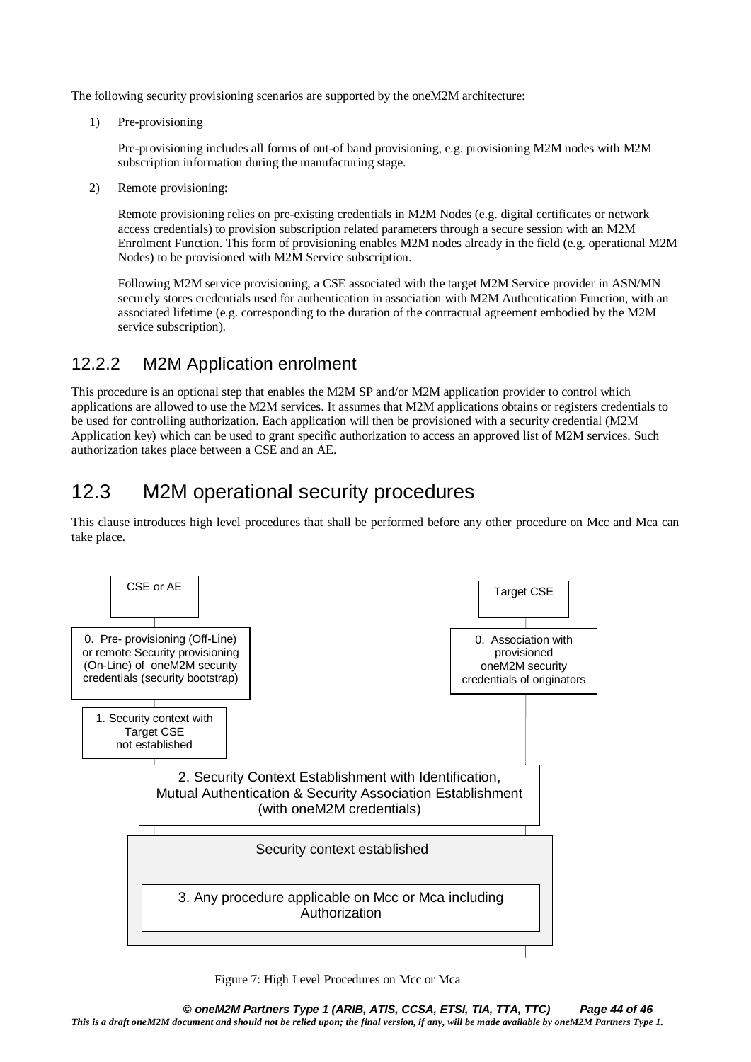The following security provisioning scenarios are supported by the oneM2M architecture:

1) Pre-provisioning

   Pre-provisioning includes all forms of out-of band provisioning, e.g. provisioning M2M nodes with M2M subscription information during the manufacturing stage.

2) Remote provisioning:

   Remote provisioning relies on pre-existing credentials in M2M Nodes (e.g. digital certificates or network access credentials) to provision subscription related parameters through a secure session with an M2M Enrolment Function. This form of provisioning enables M2M nodes already in the field (e.g. operational M2M Nodes) to be provisioned with M2M Service subscription.

   Following M2M service provisioning, a CSE associated with the target M2M Service provider in ASN/MN securely stores credentials used for authentication in association with M2M Authentication Function, with an associated lifetime (e.g. corresponding to the duration of the contractual agreement embodied by the M2M service subscription).

### 12.2.2 M2M Application enrolment

This procedure is an optional step that enables the M2M SP and/or M2M application provider to control which applications are allowed to use the M2M services. It assumes that M2M applications obtains or registers credentials to be used for controlling authorization. Each application will then be provisioned with a security credential (M2M Application key) which can be used to grant specific authorization to access an approved list of M2M services. Such authorization takes place between a CSE and an AE.

## 12.3 M2M operational security procedures

This clause introduces high level procedures that shall be performed before any other procedure on Mcc and Mca can take place.

CSE or AE

Target CSE

0. Pre- provisioning (Off-Line) or remote Security provisioning (On-Line) of oneM2M security credentials (security bootstrap)

0. Association with provisioned oneM2M security credentials of originators

1. Security context with Target CSE not established

2. Security Context Establishment with Identification, Mutual Authentication & Security Association Establishment (with oneM2M credentials)

Security context established

3. Any procedure applicable on Mcc or Mca including Authorization

Figure 7: High Level Procedures on Mcc or Mca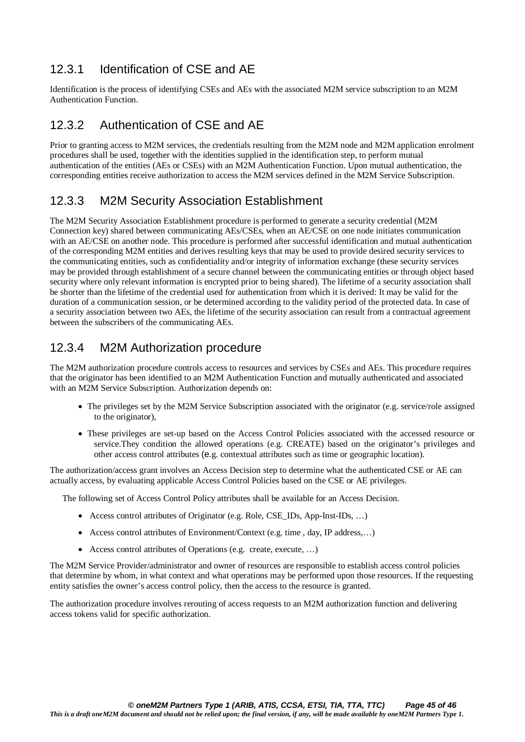### 12.3.1 Identification of CSE and AE

Identification is the process of identifying CSEs and AEs with the associated M2M service subscription to an M2M Authentication Function.

### 12.3.2 Authentication of CSE and AE

Prior to granting access to M2M services, the credentials resulting from the M2M node and M2M application enrolment procedures shall be used, together with the identities supplied in the identification step, to perform mutual authentication of the entities (AEs or CSEs) with an M2M Authentication Function. Upon mutual authentication, the corresponding entities receive authorization to access the M2M services defined in the M2M Service Subscription.

### 12.3.3 M2M Security Association Establishment

The M2M Security Association Establishment procedure is performed to generate a security credential (M2M Connection key) shared between communicating AEs/CSEs, when an AE/CSE on one node initiates communication with an AE/CSE on another node. This procedure is performed after successful identification and mutual authentication of the corresponding M2M entities and derives resulting keys that may be used to provide desired security services to the communicating entities, such as confidentiality and/or integrity of information exchange (these security services may be provided through establishment of a secure channel between the communicating entities or through object based security where only relevant information is encrypted prior to being shared). The lifetime of a security association shall be shorter than the lifetime of the credential used for authentication from which it is derived: It may be valid for the duration of a communication session, or be determined according to the validity period of the protected data. In case of a security association between two AEs, the lifetime of the security association can result from a contractual agreement between the subscribers of the communicating AEs.

### 12.3.4 M2M Authorization procedure

The M2M authorization procedure controls access to resources and services by CSEs and AEs. This procedure requires that the originator has been identified to an M2M Authentication Function and mutually authenticated and associated with an M2M Service Subscription. Authorization depends on:

- The privileges set by the M2M Service Subscription associated with the originator (e.g. service/role assigned to the originator),
- These privileges are set-up based on the Access Control Policies associated with the accessed resource or service.They condition the allowed operations (e.g. CREATE) based on the originator's privileges and other access control attributes (e.g. contextual attributes such as time or geographic location).

The authorization/access grant involves an Access Decision step to determine what the authenticated CSE or AE can actually access, by evaluating applicable Access Control Policies based on the CSE or AE privileges.

The following set of Access Control Policy attributes shall be available for an Access Decision.

- Access control attributes of Originator (e.g. Role, CSE_IDs, App-Inst-IDs, …)
- Access control attributes of Environment/Context (e.g. time , day, IP address,…)
- Access control attributes of Operations (e.g. create, execute, …)

The M2M Service Provider/administrator and owner of resources are responsible to establish access control policies that determine by whom, in what context and what operations may be performed upon those resources. If the requesting entity satisfies the owner's access control policy, then the access to the resource is granted.

The authorization procedure involves rerouting of access requests to an M2M authorization function and delivering access tokens valid for specific authorization.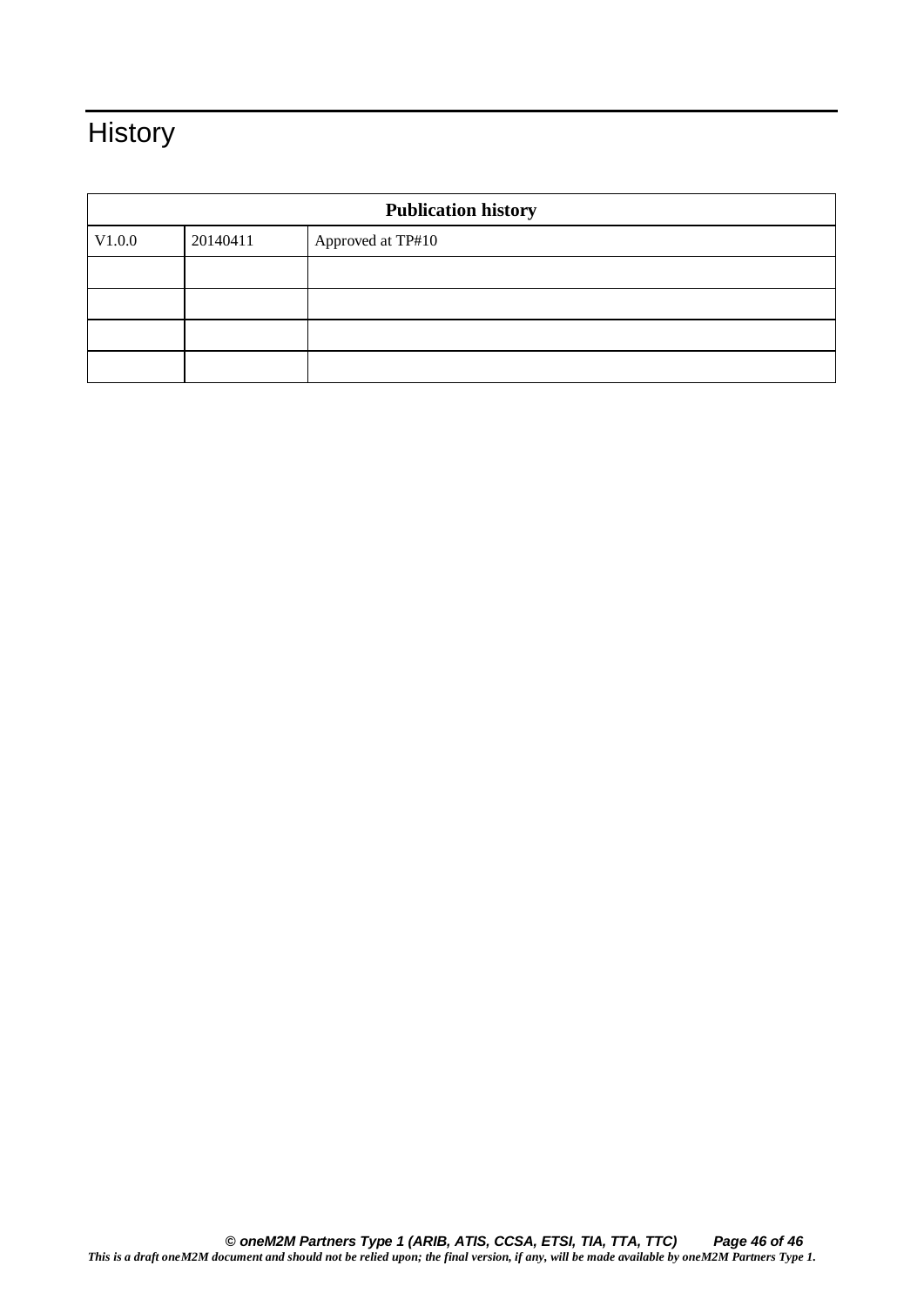# History

| Publication history | | |
|---|---|---|
| V1.0.0 | 20140411 | Approved at TP#10 |
| | | |
| | | |
| | | |
| | | |